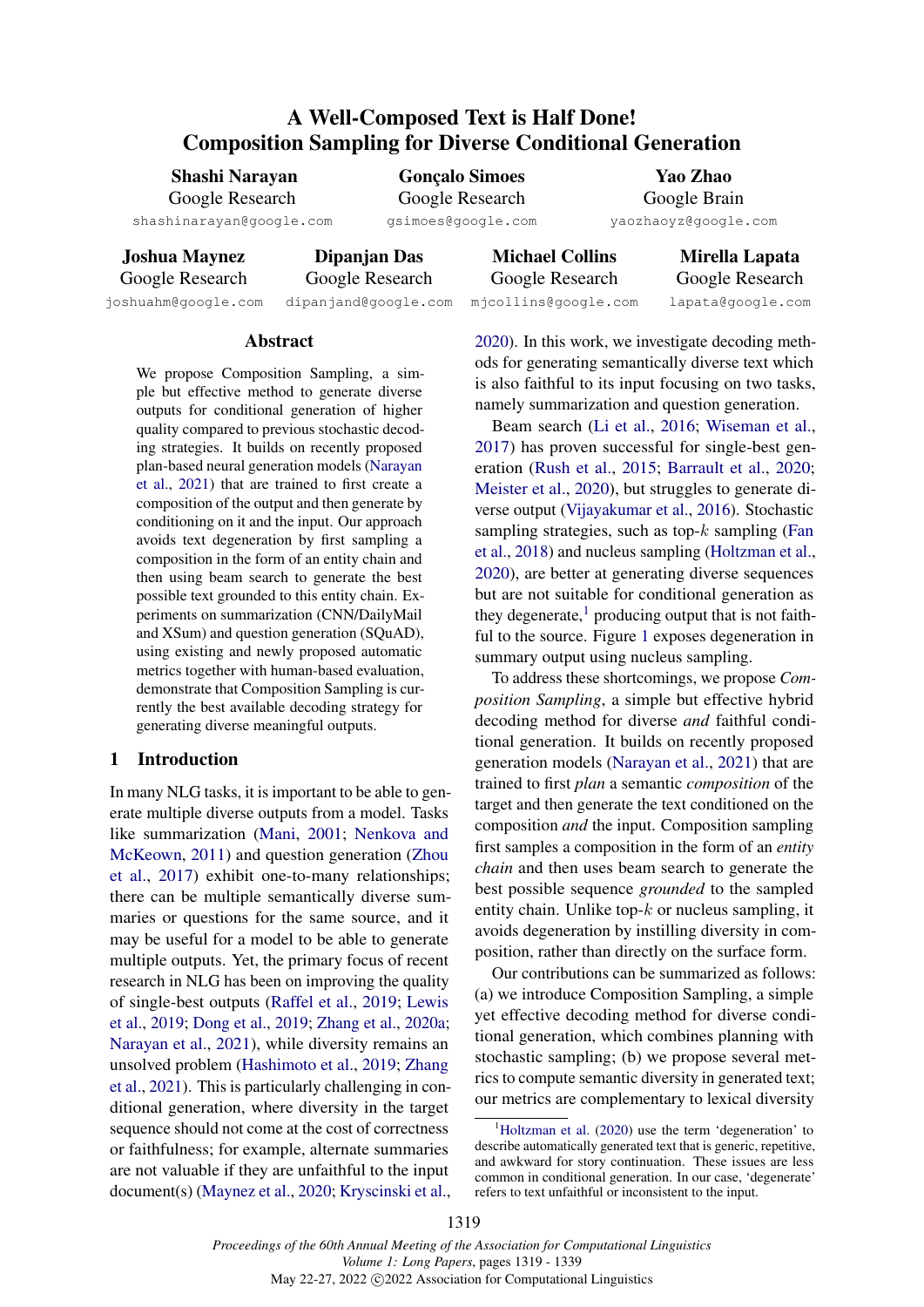# A Well-Composed Text is Half Done! Composition Sampling for Diverse Conditional Generation

**Shashi Narayan**
Google Research
shashinarayan@google.com

**Gonçalo Simoes**
Google Research
gsimoes@google.com

**Yao Zhao**
Google Brain
yaozhaoyz@google.com

**Joshua Maynez**
Google Research
joshuahm@google.com

**Dipanjan Das**
Google Research
dipanjand@google.com

**Michael Collins**
Google Research
mjcollins@google.com

**Mirella Lapata**
Google Research
lapata@google.com

## Abstract

We propose Composition Sampling, a simple but effective method to generate diverse outputs for conditional generation of higher quality compared to previous stochastic decoding strategies. It builds on recently proposed plan-based neural generation models (Narayan et al., 2021) that are trained to first create a composition of the output and then generate by conditioning on it and the input. Our approach avoids text degeneration by first sampling a composition in the form of an entity chain and then using beam search to generate the best possible text grounded to this entity chain. Experiments on summarization (CNN/DailyMail and XSum) and question generation (SQuAD), using existing and newly proposed automatic metrics together with human-based evaluation, demonstrate that Composition Sampling is currently the best available decoding strategy for generating diverse meaningful outputs.

## 1 Introduction

In many NLG tasks, it is important to be able to generate multiple diverse outputs from a model. Tasks like summarization (Mani, 2001; Nenkova and McKeown, 2011) and question generation (Zhou et al., 2017) exhibit one-to-many relationships; there can be multiple semantically diverse summaries or questions for the same source, and it may be useful for a model to be able to generate multiple outputs. Yet, the primary focus of recent research in NLG has been on improving the quality of single-best outputs (Raffel et al., 2019; Lewis et al., 2019; Dong et al., 2019; Zhang et al., 2020a; Narayan et al., 2021), while diversity remains an unsolved problem (Hashimoto et al., 2019; Zhang et al., 2021). This is particularly challenging in conditional generation, where diversity in the target sequence should not come at the cost of correctness or faithfulness; for example, alternate summaries are not valuable if they are unfaithful to the input document(s) (Maynez et al., 2020; Kryscinski et al., 2020). In this work, we investigate decoding methods for generating semantically diverse text which is also faithful to its input focusing on two tasks, namely summarization and question generation.

Beam search (Li et al., 2016; Wiseman et al., 2017) has proven successful for single-best generation (Rush et al., 2015; Barrault et al., 2020; Meister et al., 2020), but struggles to generate diverse output (Vijayakumar et al., 2016). Stochastic sampling strategies, such as top-$k$ sampling (Fan et al., 2018) and nucleus sampling (Holtzman et al., 2020), are better at generating diverse sequences but are not suitable for conditional generation as they degenerate,[1] producing output that is not faithful to the source. Figure 1 exposes degeneration in summary output using nucleus sampling.

To address these shortcomings, we propose *Composition Sampling*, a simple but effective hybrid decoding method for diverse *and* faithful conditional generation. It builds on recently proposed generation models (Narayan et al., 2021) that are trained to first *plan* a semantic *composition* of the target and then generate the text conditioned on the composition *and* the input. Composition sampling first samples a composition in the form of an *entity chain* and then uses beam search to generate the best possible sequence *grounded* to the sampled entity chain. Unlike top-$k$ or nucleus sampling, it avoids degeneration by instilling diversity in composition, rather than directly on the surface form.

Our contributions can be summarized as follows: (a) we introduce Composition Sampling, a simple yet effective decoding method for diverse conditional generation, which combines planning with stochastic sampling; (b) we propose several metrics to compute semantic diversity in generated text; our metrics are complementary to lexical diversity

[1] Holtzman et al. (2020) use the term 'degeneration' to describe automatically generated text that is generic, repetitive, and awkward for story continuation. These issues are less common in conditional generation. In our case, 'degenerate' refers to text unfaithful or inconsistent to the input.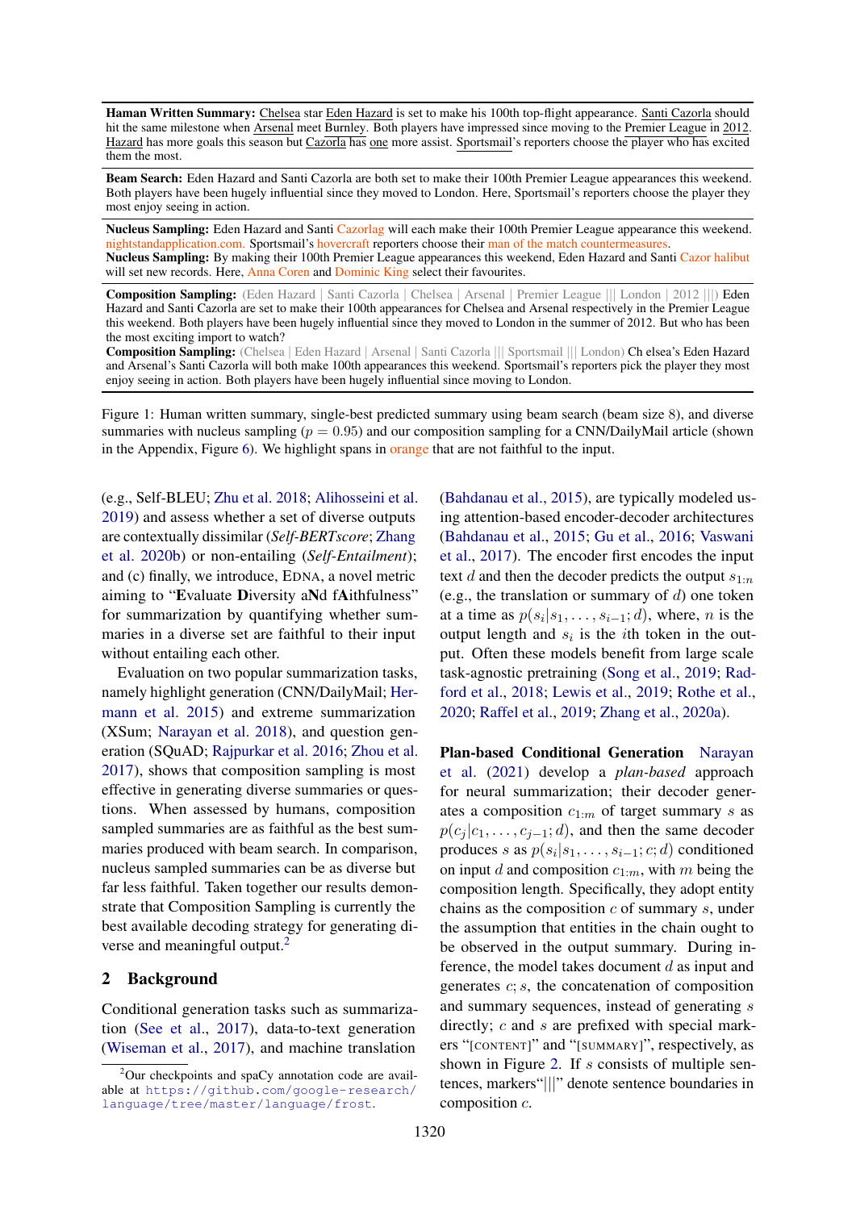**Haman Written Summary:** Chelsea star Eden Hazard is set to make his 100th top-flight appearance. Santi Cazorla should hit the same milestone when Arsenal meet Burnley. Both players have impressed since moving to the Premier League in 2012. Hazard has more goals this season but Cazorla has one more assist. Sportsmail's reporters choose the player who has excited them the most.

**Beam Search:** Eden Hazard and Santi Cazorla are both set to make their 100th Premier League appearances this weekend. Both players have been hugely influential since they moved to London. Here, Sportsmail's reporters choose the player they most enjoy seeing in action.

**Nucleus Sampling:** Eden Hazard and Santi Cazorlag will each make their 100th Premier League appearance this weekend. nightstandapplication.com. Sportsmail's hovercraft reporters choose their man of the match countermeasures.
**Nucleus Sampling:** By making their 100th Premier League appearances this weekend, Eden Hazard and Santi Cazor halibut will set new records. Here, Anna Coren and Dominic King select their favourites.

**Composition Sampling:** (Eden Hazard | Santi Cazorla | Chelsea | Arsenal | Premier League ||| London | 2012 |||) Eden Hazard and Santi Cazorla are set to make their 100th appearances for Chelsea and Arsenal respectively in the Premier League this weekend. Both players have been hugely influential since they moved to London in the summer of 2012. But who has been the most exciting import to watch?
**Composition Sampling:** (Chelsea | Eden Hazard | Arsenal | Santi Cazorla ||| Sportsmail ||| London) Ch elsea's Eden Hazard and Arsenal's Santi Cazorla will both make 100th appearances this weekend. Sportsmail's reporters pick the player they most enjoy seeing in action. Both players have been hugely influential since moving to London.

Figure 1: Human written summary, single-best predicted summary using beam search (beam size 8), and diverse summaries with nucleus sampling ($p = 0.95$) and our composition sampling for a CNN/DailyMail article (shown in the Appendix, Figure 6). We highlight spans in orange that are not faithful to the input.

(e.g., Self-BLEU; Zhu et al. 2018; Alihosseini et al. 2019) and assess whether a set of diverse outputs are contextually dissimilar (*Self-BERTscore*; Zhang et al. 2020b) or non-entailing (*Self-Entailment*); and (c) finally, we introduce, EDNA, a novel metric aiming to "**E**valuate **D**iversity a**N**d f**A**ithfulness" for summarization by quantifying whether summaries in a diverse set are faithful to their input without entailing each other.

Evaluation on two popular summarization tasks, namely highlight generation (CNN/DailyMail; Hermann et al. 2015) and extreme summarization (XSum; Narayan et al. 2018), and question generation (SQuAD; Rajpurkar et al. 2016; Zhou et al. 2017), shows that composition sampling is most effective in generating diverse summaries or questions. When assessed by humans, composition sampled summaries are as faithful as the best summaries produced with beam search. In comparison, nucleus sampled summaries can be as diverse but far less faithful. Taken together our results demonstrate that Composition Sampling is currently the best available decoding strategy for generating diverse and meaningful output.[2]

## 2 Background

Conditional generation tasks such as summarization (See et al., 2017), data-to-text generation (Wiseman et al., 2017), and machine translation (Bahdanau et al., 2015), are typically modeled using attention-based encoder-decoder architectures (Bahdanau et al., 2015; Gu et al., 2016; Vaswani et al., 2017). The encoder first encodes the input text $d$ and then the decoder predicts the output $s_{1:n}$ (e.g., the translation or summary of $d$) one token at a time as $p(s_i|s_1, \ldots, s_{i-1}; d)$, where, $n$ is the output length and $s_i$ is the $i$th token in the output. Often these models benefit from large scale task-agnostic pretraining (Song et al., 2019; Radford et al., 2018; Lewis et al., 2019; Rothe et al., 2020; Raffel et al., 2019; Zhang et al., 2020a).

**Plan-based Conditional Generation** Narayan et al. (2021) develop a *plan-based* approach for neural summarization; their decoder generates a composition $c_{1:m}$ of target summary $s$ as $p(c_j|c_1, \ldots, c_{j-1}; d)$, and then the same decoder produces $s$ as $p(s_i|s_1, \ldots, s_{i-1}; c; d)$ conditioned on input $d$ and composition $c_{1:m}$, with $m$ being the composition length. Specifically, they adopt entity chains as the composition $c$ of summary $s$, under the assumption that entities in the chain ought to be observed in the output summary. During inference, the model takes document $d$ as input and generates $c; s$, the concatenation of composition and summary sequences, instead of generating $s$ directly; $c$ and $s$ are prefixed with special markers "[CONTENT]" and "[SUMMARY]", respectively, as shown in Figure 2. If $s$ consists of multiple sentences, markers"|||" denote sentence boundaries in composition $c$.

[2]Our checkpoints and spaCy annotation code are available at https://github.com/google-research/language/tree/master/language/frost.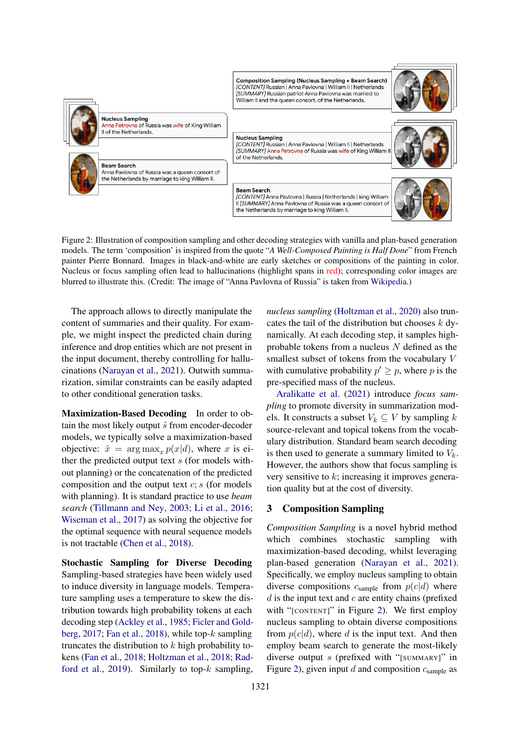Composition Sampling (Nucleus Sampling + Beam Search)
*[CONTENT]* Russian | Anna Pavlovna | William II | Netherlands
*[SUMMARY]* Russian patriot Anna Pavlovna was married to William II and the queen consort, of the Netherlands.

Nucleus Sampling
Anna Petrovna of Russia was wife of King William II of the Netherlands.

Nucleus Sampling
*[CONTENT]* Russian | Anna Pavlovna | William II | Netherlands
*[SUMMARY]* Anna Petrovna of Russia was wife of King William II of the Netherlands.

Beam Search
Anna Pavlovna of Russia was a queen consort of the Netherlands by marriage to king William II.

Beam Search
*[CONTENT]* Anna Pavlovna | Russia | Netherlands | king William II *[SUMMARY]* Anna Pavlovna of Russia was a queen consort of the Netherlands by marriage to king William II.

Figure 2: Illustration of composition sampling and other decoding strategies with vanilla and plan-based generation models. The term 'composition' is inspired from the quote "*A Well-Composed Painting is Half Done*" from French painter Pierre Bonnard. Images in black-and-white are early sketches or compositions of the painting in color. Nucleus or focus sampling often lead to hallucinations (highlight spans in red); corresponding color images are blurred to illustrate this. (Credit: The image of "Anna Pavlovna of Russia" is taken from Wikipedia.)

The approach allows to directly manipulate the content of summaries and their quality. For example, we might inspect the predicted chain during inference and drop entities which are not present in the input document, thereby controlling for hallucinations (Narayan et al., 2021). Outwith summarization, similar constraints can be easily adapted to other conditional generation tasks.

**Maximization-Based Decoding** In order to obtain the most likely output $\hat{s}$ from encoder-decoder models, we typically solve a maximization-based objective: $\hat{x} = \arg\max_x p(x|d)$, where $x$ is either the predicted output text $s$ (for models without planning) or the concatenation of the predicted composition and the output text $c; s$ (for models with planning). It is standard practice to use *beam search* (Tillmann and Ney, 2003; Li et al., 2016; Wiseman et al., 2017) as solving the objective for the optimal sequence with neural sequence models is not tractable (Chen et al., 2018).

**Stochastic Sampling for Diverse Decoding** Sampling-based strategies have been widely used to induce diversity in language models. Temperature sampling uses a temperature to skew the distribution towards high probability tokens at each decoding step (Ackley et al., 1985; Ficler and Goldberg, 2017; Fan et al., 2018), while top-$k$ sampling truncates the distribution to $k$ high probability tokens (Fan et al., 2018; Holtzman et al., 2018; Radford et al., 2019). Similarly to top-$k$ sampling, *nucleus sampling* (Holtzman et al., 2020) also truncates the tail of the distribution but chooses $k$ dynamically. At each decoding step, it samples high-probable tokens from a nucleus $N$ defined as the smallest subset of tokens from the vocabulary $V$ with cumulative probability $p' \geq p$, where $p$ is the pre-specified mass of the nucleus.

Aralikatte et al. (2021) introduce *focus sampling* to promote diversity in summarization models. It constructs a subset $V_k \subseteq V$ by sampling $k$ source-relevant and topical tokens from the vocabulary distribution. Standard beam search decoding is then used to generate a summary limited to $V_k$. However, the authors show that focus sampling is very sensitive to $k$; increasing it improves generation quality but at the cost of diversity.

## 3 Composition Sampling

*Composition Sampling* is a novel hybrid method which combines stochastic sampling with maximization-based decoding, whilst leveraging plan-based generation (Narayan et al., 2021). Specifically, we employ nucleus sampling to obtain diverse compositions $c_{\text{sample}}$ from $p(c|d)$ where $d$ is the input text and $c$ are entity chains (prefixed with "[CONTENT]" in Figure 2). We first employ nucleus sampling to obtain diverse compositions from $p(c|d)$, where $d$ is the input text. And then employ beam search to generate the most-likely diverse output $s$ (prefixed with "[SUMMARY]" in Figure 2), given input $d$ and composition $c_{\text{sample}}$ as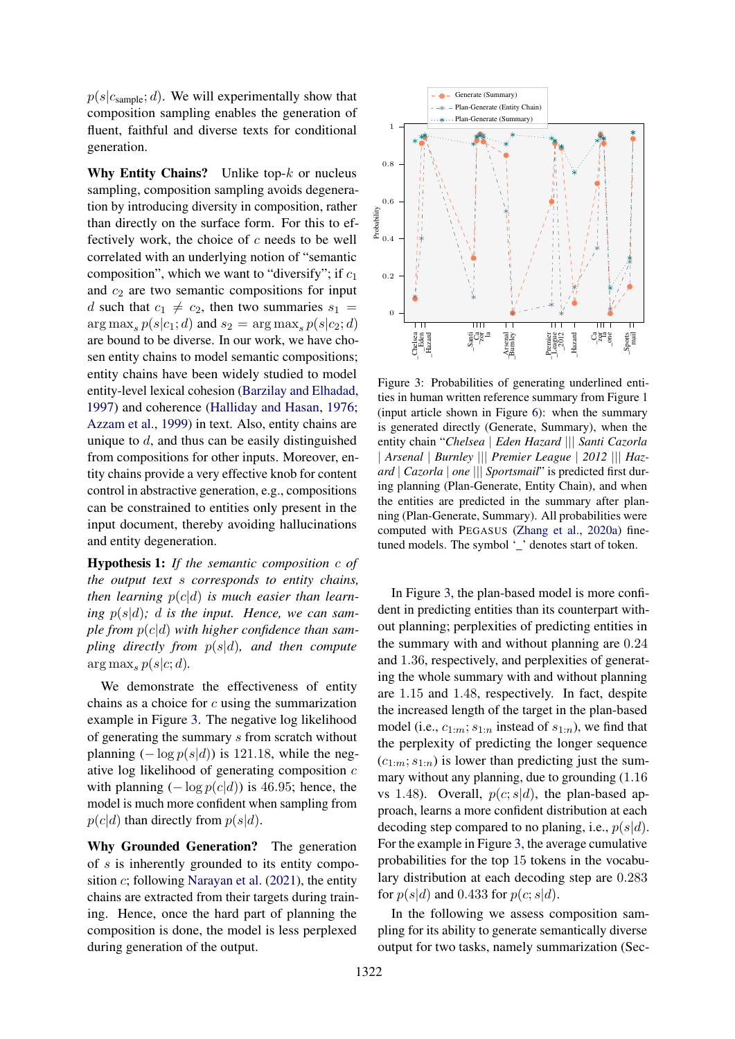$p(s|c_{\text{sample}}; d)$. We will experimentally show that composition sampling enables the generation of fluent, faithful and diverse texts for conditional generation.

**Why Entity Chains?** Unlike top-$k$ or nucleus sampling, composition sampling avoids degeneration by introducing diversity in composition, rather than directly on the surface form. For this to effectively work, the choice of $c$ needs to be well correlated with an underlying notion of "semantic composition", which we want to "diversify"; if $c_1$ and $c_2$ are two semantic compositions for input $d$ such that $c_1 \neq c_2$, then two summaries $s_1 = \arg\max_s p(s|c_1; d)$ and $s_2 = \arg\max_s p(s|c_2; d)$ are bound to be diverse. In our work, we have chosen entity chains to model semantic compositions; entity chains have been widely studied to model entity-level lexical cohesion (Barzilay and Elhadad, 1997) and coherence (Halliday and Hasan, 1976; Azzam et al., 1999) in text. Also, entity chains are unique to $d$, and thus can be easily distinguished from compositions for other inputs. Moreover, entity chains provide a very effective knob for content control in abstractive generation, e.g., compositions can be constrained to entities only present in the input document, thereby avoiding hallucinations and entity degeneration.

**Hypothesis 1:** *If the semantic composition $c$ of the output text $s$ corresponds to entity chains, then learning $p(c|d)$ is much easier than learning $p(s|d)$; $d$ is the input. Hence, we can sample from $p(c|d)$ with higher confidence than sampling directly from $p(s|d)$, and then compute $\arg\max_s p(s|c; d)$.*

We demonstrate the effectiveness of entity chains as a choice for $c$ using the summarization example in Figure 3. The negative log likelihood of generating the summary $s$ from scratch without planning ($-\log p(s|d)$) is 121.18, while the negative log likelihood of generating composition $c$ with planning ($-\log p(c|d)$) is 46.95; hence, the model is much more confident when sampling from $p(c|d)$ than directly from $p(s|d)$.

**Why Grounded Generation?** The generation of $s$ is inherently grounded to its entity composition $c$; following Narayan et al. (2021), the entity chains are extracted from their targets during training. Hence, once the hard part of planning the composition is done, the model is less perplexed during generation of the output.

Figure 3: Probabilities of generating underlined entities in human written reference summary from Figure 1 (input article shown in Figure 6): when the summary is generated directly (Generate, Summary), when the entity chain "*Chelsea | Eden Hazard ||| Santi Cazorla | Arsenal | Burnley ||| Premier League | 2012 ||| Hazard | Cazorla | one ||| Sportsmail*" is predicted first during planning (Plan-Generate, Entity Chain), and when the entities are predicted in the summary after planning (Plan-Generate, Summary). All probabilities were computed with PEGASUS (Zhang et al., 2020a) finetuned models. The symbol '_' denotes start of token.

In Figure 3, the plan-based model is more confident in predicting entities than its counterpart without planning; perplexities of predicting entities in the summary with and without planning are 0.24 and 1.36, respectively, and perplexities of generating the whole summary with and without planning are 1.15 and 1.48, respectively. In fact, despite the increased length of the target in the plan-based model (i.e., $c_{1:m}; s_{1:n}$ instead of $s_{1:n}$), we find that the perplexity of predicting the longer sequence ($c_{1:m}; s_{1:n}$) is lower than predicting just the summary without any planning, due to grounding (1.16 vs 1.48). Overall, $p(c; s|d)$, the plan-based approach, learns a more confident distribution at each decoding step compared to no planing, i.e., $p(s|d)$. For the example in Figure 3, the average cumulative probabilities for the top 15 tokens in the vocabulary distribution at each decoding step are 0.283 for $p(s|d)$ and 0.433 for $p(c; s|d)$.

In the following we assess composition sampling for its ability to generate semantically diverse output for two tasks, namely summarization (Sec-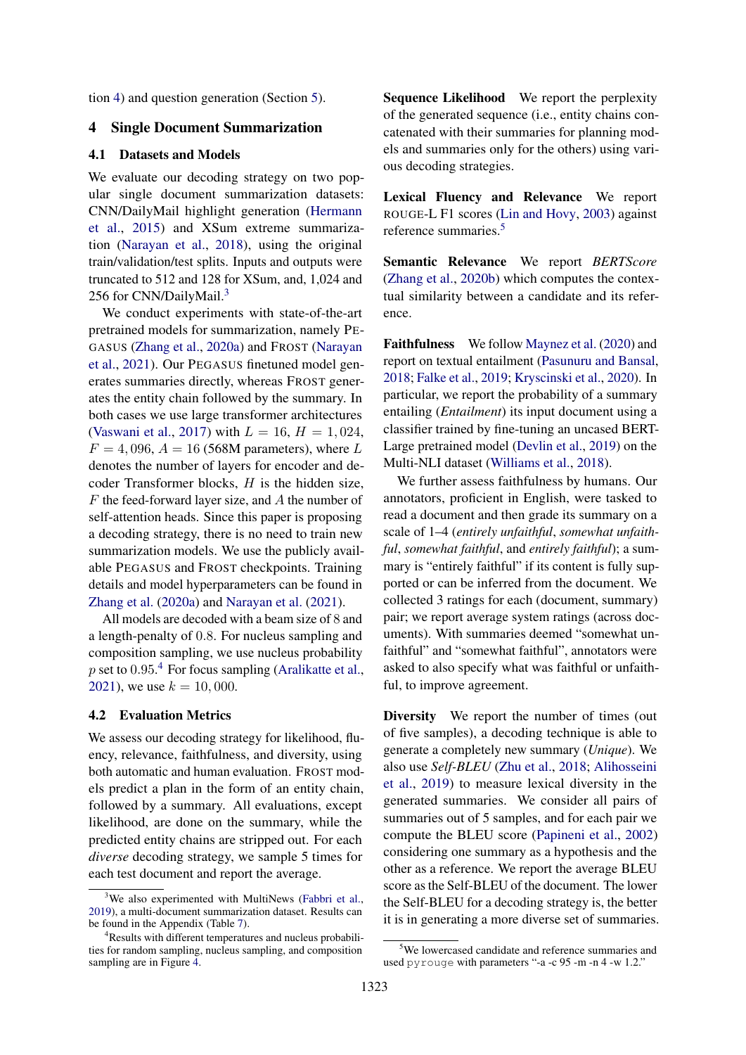tion 4) and question generation (Section 5).

## 4 Single Document Summarization

### 4.1 Datasets and Models

We evaluate our decoding strategy on two popular single document summarization datasets: CNN/DailyMail highlight generation (Hermann et al., 2015) and XSum extreme summarization (Narayan et al., 2018), using the original train/validation/test splits. Inputs and outputs were truncated to 512 and 128 for XSum, and, 1,024 and 256 for CNN/DailyMail.[3]

We conduct experiments with state-of-the-art pretrained models for summarization, namely PEGASUS (Zhang et al., 2020a) and FROST (Narayan et al., 2021). Our PEGASUS finetuned model generates summaries directly, whereas FROST generates the entity chain followed by the summary. In both cases we use large transformer architectures (Vaswani et al., 2017) with $L = 16$, $H = 1,024$, $F = 4,096$, $A = 16$ (568M parameters), where $L$ denotes the number of layers for encoder and decoder Transformer blocks, $H$ is the hidden size, $F$ the feed-forward layer size, and $A$ the number of self-attention heads. Since this paper is proposing a decoding strategy, there is no need to train new summarization models. We use the publicly available PEGASUS and FROST checkpoints. Training details and model hyperparameters can be found in Zhang et al. (2020a) and Narayan et al. (2021).

All models are decoded with a beam size of 8 and a length-penalty of 0.8. For nucleus sampling and composition sampling, we use nucleus probability $p$ set to 0.95.[4] For focus sampling (Aralikatte et al., 2021), we use $k = 10,000$.

### 4.2 Evaluation Metrics

We assess our decoding strategy for likelihood, fluency, relevance, faithfulness, and diversity, using both automatic and human evaluation. FROST models predict a plan in the form of an entity chain, followed by a summary. All evaluations, except likelihood, are done on the summary, while the predicted entity chains are stripped out. For each *diverse* decoding strategy, we sample 5 times for each test document and report the average.

**Sequence Likelihood** We report the perplexity of the generated sequence (i.e., entity chains concatenated with their summaries for planning models and summaries only for the others) using various decoding strategies.

**Lexical Fluency and Relevance** We report ROUGE-L F1 scores (Lin and Hovy, 2003) against reference summaries.[5]

**Semantic Relevance** We report *BERTScore* (Zhang et al., 2020b) which computes the contextual similarity between a candidate and its reference.

**Faithfulness** We follow Maynez et al. (2020) and report on textual entailment (Pasunuru and Bansal, 2018; Falke et al., 2019; Kryscinski et al., 2020). In particular, we report the probability of a summary entailing (*Entailment*) its input document using a classifier trained by fine-tuning an uncased BERT-Large pretrained model (Devlin et al., 2019) on the Multi-NLI dataset (Williams et al., 2018).

We further assess faithfulness by humans. Our annotators, proficient in English, were tasked to read a document and then grade its summary on a scale of 1–4 (*entirely unfaithful*, *somewhat unfaithful*, *somewhat faithful*, and *entirely faithful*); a summary is "entirely faithful" if its content is fully supported or can be inferred from the document. We collected 3 ratings for each (document, summary) pair; we report average system ratings (across documents). With summaries deemed "somewhat unfaithful" and "somewhat faithful", annotators were asked to also specify what was faithful or unfaithful, to improve agreement.

**Diversity** We report the number of times (out of five samples), a decoding technique is able to generate a completely new summary (*Unique*). We also use *Self-BLEU* (Zhu et al., 2018; Alihosseini et al., 2019) to measure lexical diversity in the generated summaries. We consider all pairs of summaries out of 5 samples, and for each pair we compute the BLEU score (Papineni et al., 2002) considering one summary as a hypothesis and the other as a reference. We report the average BLEU score as the Self-BLEU of the document. The lower the Self-BLEU for a decoding strategy is, the better it is in generating a more diverse set of summaries.

[3] We also experimented with MultiNews (Fabbri et al., 2019), a multi-document summarization dataset. Results can be found in the Appendix (Table 7).

[4] Results with different temperatures and nucleus probabilities for random sampling, nucleus sampling, and composition sampling are in Figure 4.

[5] We lowercased candidate and reference summaries and used `pyrouge` with parameters "-a -c 95 -m -n 4 -w 1.2."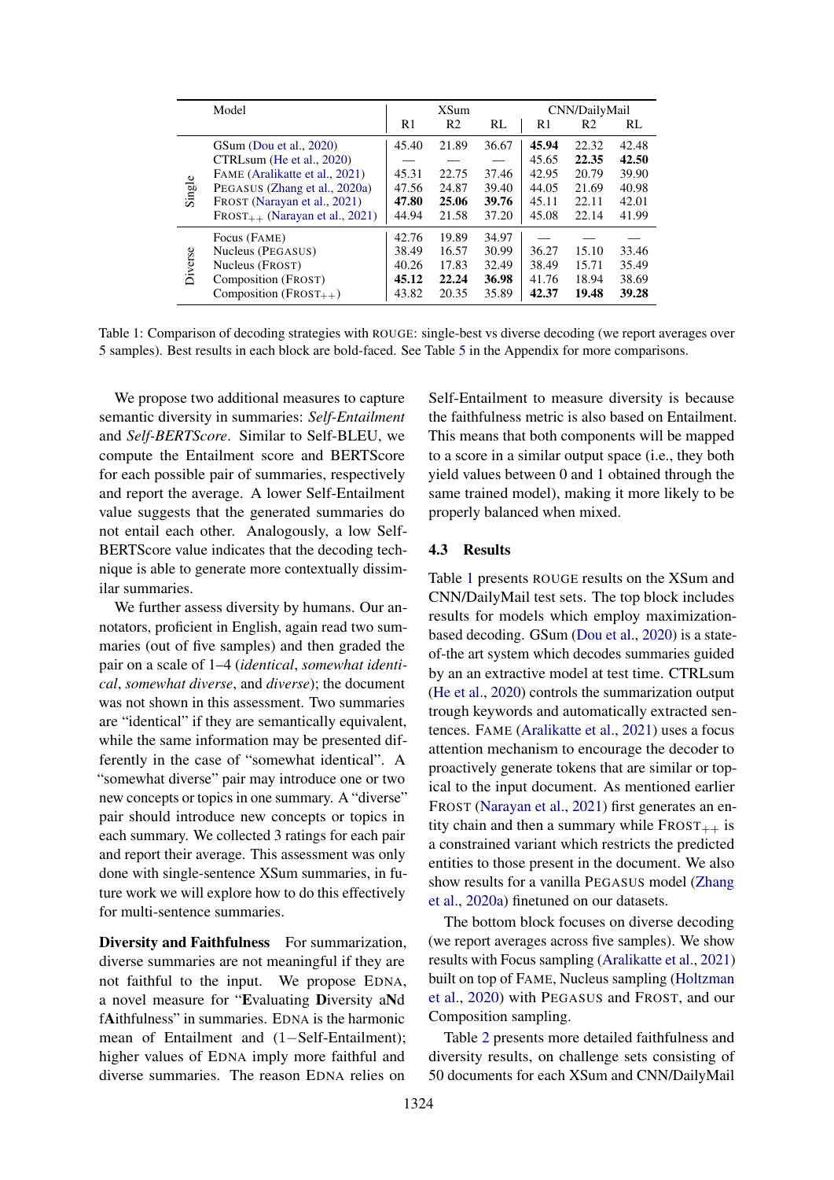| | Model | XSum | | | CNN/DailyMail | | |
|---|---|---|---|---|---|---|---|
| | | R1 | R2 | RL | R1 | R2 | RL |
| Single | GSum (Dou et al., 2020) | 45.40 | 21.89 | 36.67 | **45.94** | 22.32 | 42.48 |
| | CTRLsum (He et al., 2020) | — | — | — | 45.65 | **22.35** | **42.50** |
| | FAME (Aralikatte et al., 2021) | 45.31 | 22.75 | 37.46 | 42.95 | 20.79 | 39.90 |
| | PEGASUS (Zhang et al., 2020a) | 47.56 | 24.87 | 39.40 | 44.05 | 21.69 | 40.98 |
| | FROST (Narayan et al., 2021) | **47.80** | **25.06** | **39.76** | 45.11 | 22.11 | 42.01 |
| | $\text{FROST}_{++}$ (Narayan et al., 2021) | 44.94 | 21.58 | 37.20 | 45.08 | 22.14 | 41.99 |
| Diverse | Focus (FAME) | 42.76 | 19.89 | 34.97 | — | — | — |
| | Nucleus (PEGASUS) | 38.49 | 16.57 | 30.99 | 36.27 | 15.10 | 33.46 |
| | Nucleus (FROST) | 40.26 | 17.83 | 32.49 | 38.49 | 15.71 | 35.49 |
| | Composition (FROST) | **45.12** | **22.24** | **36.98** | 41.76 | 18.94 | 38.69 |
| | Composition ($\text{FROST}_{++}$) | 43.82 | 20.35 | 35.89 | **42.37** | **19.48** | **39.28** |

Table 1: Comparison of decoding strategies with ROUGE: single-best vs diverse decoding (we report averages over 5 samples). Best results in each block are bold-faced. See Table 5 in the Appendix for more comparisons.

We propose two additional measures to capture semantic diversity in summaries: *Self-Entailment* and *Self-BERTScore*. Similar to Self-BLEU, we compute the Entailment score and BERTScore for each possible pair of summaries, respectively and report the average. A lower Self-Entailment value suggests that the generated summaries do not entail each other. Analogously, a low Self-BERTScore value indicates that the decoding technique is able to generate more contextually dissimilar summaries.

We further assess diversity by humans. Our annotators, proficient in English, again read two summaries (out of five samples) and then graded the pair on a scale of 1–4 (*identical*, *somewhat identical*, *somewhat diverse*, and *diverse*); the document was not shown in this assessment. Two summaries are "identical" if they are semantically equivalent, while the same information may be presented differently in the case of "somewhat identical". A "somewhat diverse" pair may introduce one or two new concepts or topics in one summary. A "diverse" pair should introduce new concepts or topics in each summary. We collected 3 ratings for each pair and report their average. This assessment was only done with single-sentence XSum summaries, in future work we will explore how to do this effectively for multi-sentence summaries.

**Diversity and Faithfulness** For summarization, diverse summaries are not meaningful if they are not faithful to the input. We propose EDNA, a novel measure for "**E**valuating **D**iversity a**N**d f**A**ithfulness" in summaries. EDNA is the harmonic mean of Entailment and (1−Self-Entailment); higher values of EDNA imply more faithful and diverse summaries. The reason EDNA relies on Self-Entailment to measure diversity is because the faithfulness metric is also based on Entailment. This means that both components will be mapped to a score in a similar output space (i.e., they both yield values between 0 and 1 obtained through the same trained model), making it more likely to be properly balanced when mixed.

### 4.3 Results

Table 1 presents ROUGE results on the XSum and CNN/DailyMail test sets. The top block includes results for models which employ maximization-based decoding. GSum (Dou et al., 2020) is a state-of-the art system which decodes summaries guided by an an extractive model at test time. CTRLsum (He et al., 2020) controls the summarization output trough keywords and automatically extracted sentences. FAME (Aralikatte et al., 2021) uses a focus attention mechanism to encourage the decoder to proactively generate tokens that are similar or topical to the input document. As mentioned earlier FROST (Narayan et al., 2021) first generates an entity chain and then a summary while $\text{FROST}_{++}$ is a constrained variant which restricts the predicted entities to those present in the document. We also show results for a vanilla PEGASUS model (Zhang et al., 2020a) finetuned on our datasets.

The bottom block focuses on diverse decoding (we report averages across five samples). We show results with Focus sampling (Aralikatte et al., 2021) built on top of FAME, Nucleus sampling (Holtzman et al., 2020) with PEGASUS and FROST, and our Composition sampling.

Table 2 presents more detailed faithfulness and diversity results, on challenge sets consisting of 50 documents for each XSum and CNN/DailyMail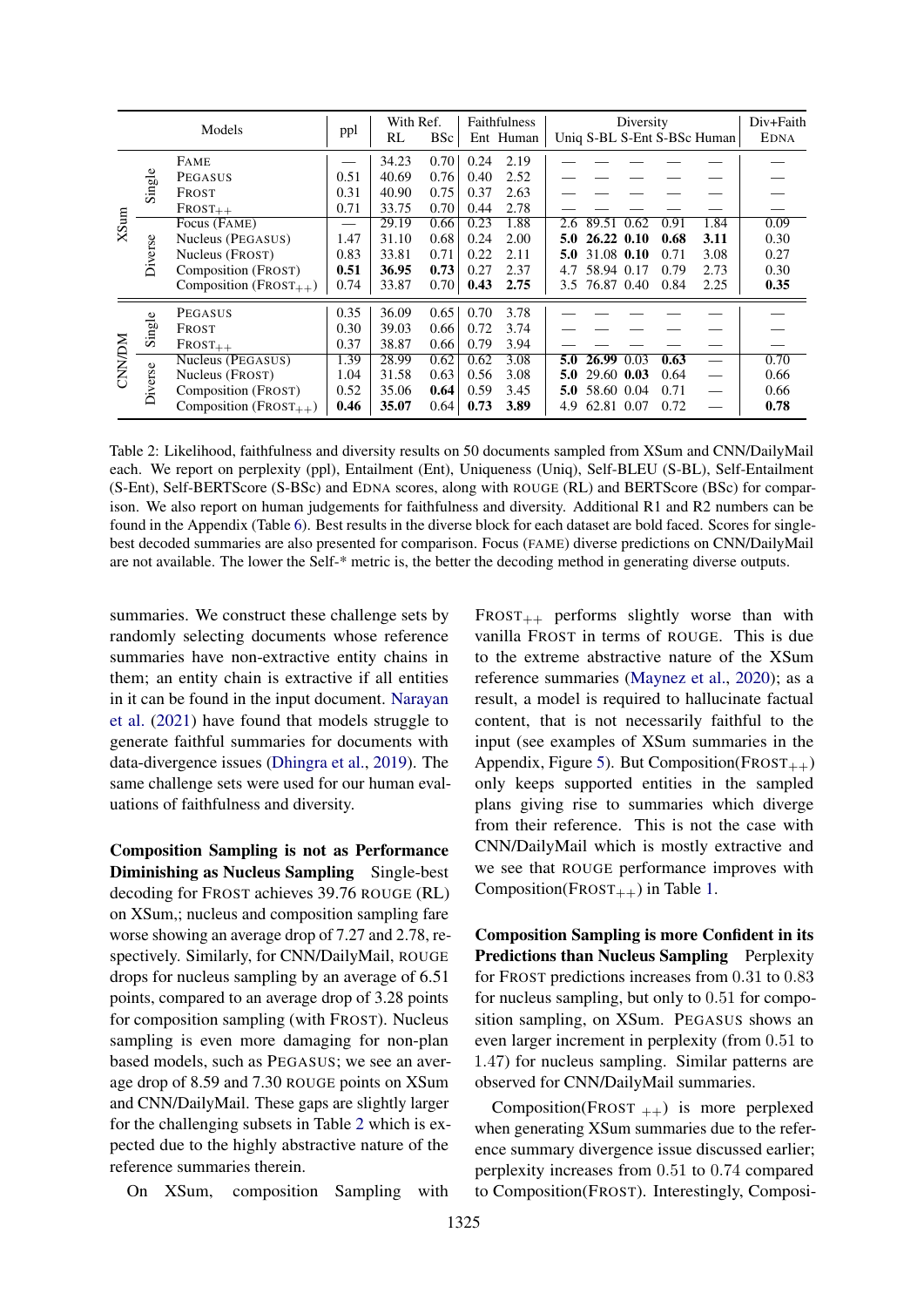| | | Models | ppl | With Ref. RL | BSc | Faithfulness Ent | Human | Diversity Uniq | S-BL | S-Ent | S-BSc | Human | Div+Faith EDNA |
|---|---|---|---|---|---|---|---|---|---|---|---|---|---|
| XSum | Single | FAME | — | 34.23 | 0.70 | 0.24 | 2.19 | — | — | — | — | — | — |
| | | PEGASUS | 0.51 | 40.69 | 0.76 | 0.40 | 2.52 | — | — | — | — | — | — |
| | | FROST | 0.31 | 40.90 | 0.75 | 0.37 | 2.63 | — | — | — | — | — | — |
| | | $\text{FROST}_{++}$ | 0.71 | 33.75 | 0.70 | 0.44 | 2.78 | — | — | — | — | — | — |
| | Diverse | Focus (FAME) | — | 29.19 | 0.66 | 0.23 | 1.88 | 2.6 | 89.51 | 0.62 | 0.91 | 1.84 | 0.09 |
| | | Nucleus (PEGASUS) | 1.47 | 31.10 | 0.68 | 0.24 | 2.00 | **5.0** | **26.22** | **0.10** | **0.68** | **3.11** | 0.30 |
| | | Nucleus (FROST) | 0.83 | 33.81 | 0.71 | 0.22 | 2.11 | **5.0** | 31.08 | **0.10** | 0.71 | 3.08 | 0.27 |
| | | Composition (FROST) | **0.51** | **36.95** | **0.73** | 0.27 | 2.37 | 4.7 | 58.94 | 0.17 | 0.79 | 2.73 | 0.30 |
| | | Composition ($\text{FROST}_{++}$) | 0.74 | 33.87 | 0.70 | **0.43** | **2.75** | 3.5 | 76.87 | 0.40 | 0.84 | 2.25 | **0.35** |
| CNN/DM | Single | PEGASUS | 0.35 | 36.09 | 0.65 | 0.70 | 3.78 | — | — | — | — | — | — |
| | | FROST | 0.30 | 39.03 | 0.66 | 0.72 | 3.74 | — | — | — | — | — | — |
| | | $\text{FROST}_{++}$ | 0.37 | 38.87 | 0.66 | 0.79 | 3.94 | — | — | — | — | — | — |
| | Diverse | Nucleus (PEGASUS) | 1.39 | 28.99 | 0.62 | 0.62 | 3.08 | **5.0** | **26.99** | 0.03 | **0.63** | — | 0.70 |
| | | Nucleus (FROST) | 1.04 | 31.58 | 0.63 | 0.56 | 3.08 | **5.0** | 29.60 | **0.03** | 0.64 | — | 0.66 |
| | | Composition (FROST) | 0.52 | 35.06 | **0.64** | 0.59 | 3.45 | **5.0** | 58.60 | 0.04 | 0.71 | — | 0.66 |
| | | Composition ($\text{FROST}_{++}$) | **0.46** | **35.07** | 0.64 | **0.73** | **3.89** | 4.9 | 62.81 | 0.07 | 0.72 | — | **0.78** |

Table 2: Likelihood, faithfulness and diversity results on 50 documents sampled from XSum and CNN/DailyMail each. We report on perplexity (ppl), Entailment (Ent), Uniqueness (Uniq), Self-BLEU (S-BL), Self-Entailment (S-Ent), Self-BERTScore (S-BSc) and EDNA scores, along with ROUGE (RL) and BERTScore (BSc) for comparison. We also report on human judgements for faithfulness and diversity. Additional R1 and R2 numbers can be found in the Appendix (Table 6). Best results in the diverse block for each dataset are bold faced. Scores for single-best decoded summaries are also presented for comparison. Focus (FAME) diverse predictions on CNN/DailyMail are not available. The lower the Self-* metric is, the better the decoding method in generating diverse outputs.

summaries. We construct these challenge sets by randomly selecting documents whose reference summaries have non-extractive entity chains in them; an entity chain is extractive if all entities in it can be found in the input document. Narayan et al. (2021) have found that models struggle to generate faithful summaries for documents with data-divergence issues (Dhingra et al., 2019). The same challenge sets were used for our human evaluations of faithfulness and diversity.

**Composition Sampling is not as Performance Diminishing as Nucleus Sampling** Single-best decoding for FROST achieves 39.76 ROUGE (RL) on XSum,; nucleus and composition sampling fare worse showing an average drop of 7.27 and 2.78, respectively. Similarly, for CNN/DailyMail, ROUGE drops for nucleus sampling by an average of 6.51 points, compared to an average drop of 3.28 points for composition sampling (with FROST). Nucleus sampling is even more damaging for non-plan based models, such as PEGASUS; we see an average drop of 8.59 and 7.30 ROUGE points on XSum and CNN/DailyMail. These gaps are slightly larger for the challenging subsets in Table 2 which is expected due to the highly abstractive nature of the reference summaries therein.

On XSum, composition Sampling with $\text{FROST}_{++}$ performs slightly worse than with vanilla FROST in terms of ROUGE. This is due to the extreme abstractive nature of the XSum reference summaries (Maynez et al., 2020); as a result, a model is required to hallucinate factual content, that is not necessarily faithful to the input (see examples of XSum summaries in the Appendix, Figure 5). But Composition($\text{FROST}_{++}$) only keeps supported entities in the sampled plans giving rise to summaries which diverge from their reference. This is not the case with CNN/DailyMail which is mostly extractive and we see that ROUGE performance improves with Composition($\text{FROST}_{++}$) in Table 1.

**Composition Sampling is more Confident in its Predictions than Nucleus Sampling** Perplexity for FROST predictions increases from 0.31 to 0.83 for nucleus sampling, but only to 0.51 for composition sampling, on XSum. PEGASUS shows an even larger increment in perplexity (from 0.51 to 1.47) for nucleus sampling. Similar patterns are observed for CNN/DailyMail summaries.

Composition($\text{FROST}_{++}$) is more perplexed when generating XSum summaries due to the reference summary divergence issue discussed earlier; perplexity increases from 0.51 to 0.74 compared to Composition(FROST). Interestingly, Composi-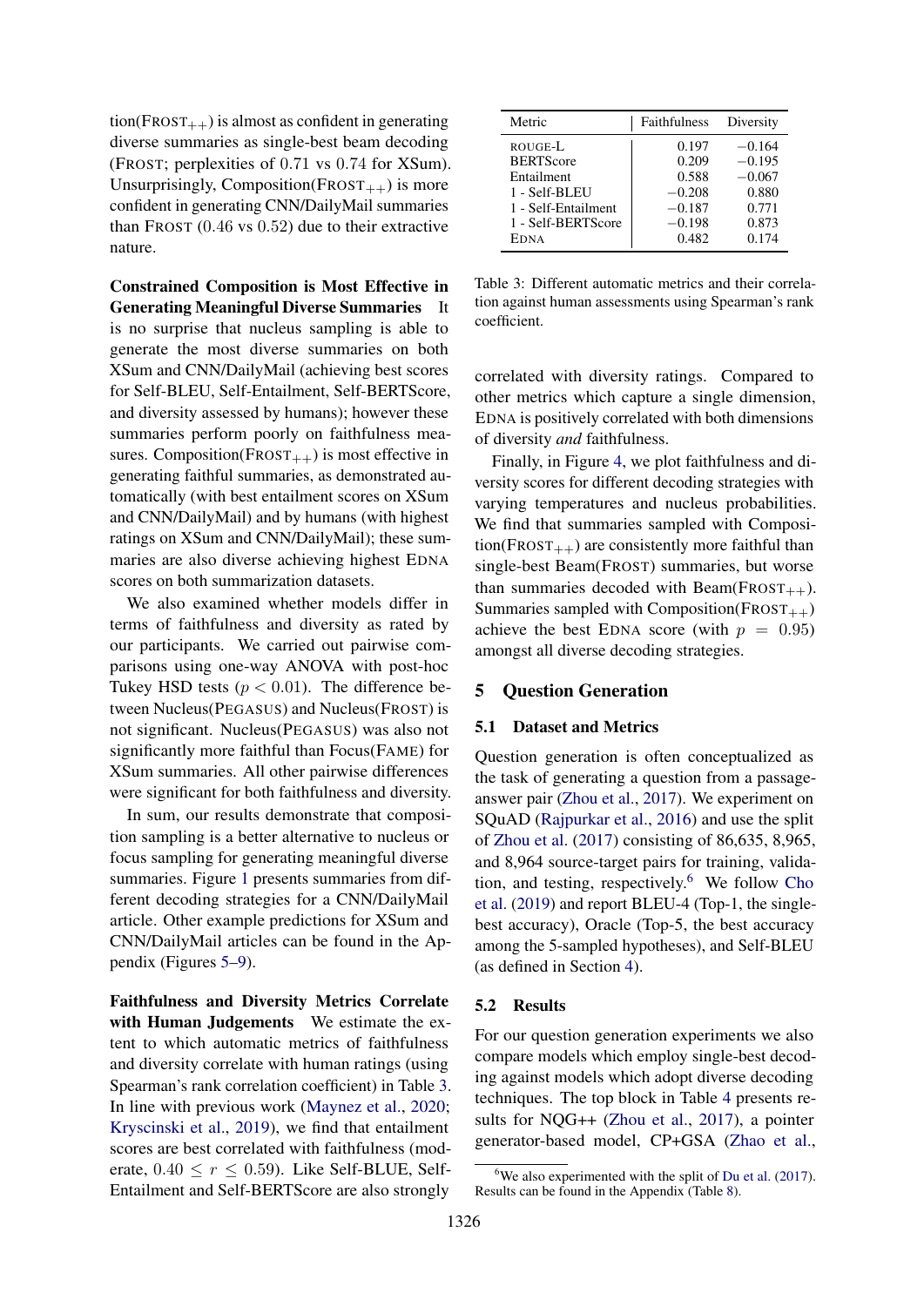tion(FROST$_{++}$) is almost as confident in generating diverse summaries as single-best beam decoding (FROST; perplexities of 0.71 vs 0.74 for XSum). Unsurprisingly, Composition(FROST$_{++}$) is more confident in generating CNN/DailyMail summaries than FROST (0.46 vs 0.52) due to their extractive nature.

**Constrained Composition is Most Effective in Generating Meaningful Diverse Summaries** It is no surprise that nucleus sampling is able to generate the most diverse summaries on both XSum and CNN/DailyMail (achieving best scores for Self-BLEU, Self-Entailment, Self-BERTScore, and diversity assessed by humans); however these summaries perform poorly on faithfulness measures. Composition(FROST$_{++}$) is most effective in generating faithful summaries, as demonstrated automatically (with best entailment scores on XSum and CNN/DailyMail) and by humans (with highest ratings on XSum and CNN/DailyMail); these summaries are also diverse achieving highest EDNA scores on both summarization datasets.

We also examined whether models differ in terms of faithfulness and diversity as rated by our participants. We carried out pairwise comparisons using one-way ANOVA with post-hoc Tukey HSD tests ($p < 0.01$). The difference between Nucleus(PEGASUS) and Nucleus(FROST) is not significant. Nucleus(PEGASUS) was also not significantly more faithful than Focus(FAME) for XSum summaries. All other pairwise differences were significant for both faithfulness and diversity.

In sum, our results demonstrate that composition sampling is a better alternative to nucleus or focus sampling for generating meaningful diverse summaries. Figure 1 presents summaries from different decoding strategies for a CNN/DailyMail article. Other example predictions for XSum and CNN/DailyMail articles can be found in the Appendix (Figures 5–9).

**Faithfulness and Diversity Metrics Correlate with Human Judgements** We estimate the extent to which automatic metrics of faithfulness and diversity correlate with human ratings (using Spearman's rank correlation coefficient) in Table 3. In line with previous work (Maynez et al., 2020; Kryscinski et al., 2019), we find that entailment scores are best correlated with faithfulness (moderate, $0.40 \leq r \leq 0.59$). Like Self-BLUE, Self-Entailment and Self-BERTScore are also strongly correlated with diversity ratings. Compared to other metrics which capture a single dimension, EDNA is positively correlated with both dimensions of diversity *and* faithfulness.

| Metric | Faithfulness | Diversity |
|---|---|---|
| ROUGE-L | 0.197 | −0.164 |
| BERTScore | 0.209 | −0.195 |
| Entailment | 0.588 | −0.067 |
| 1 - Self-BLEU | −0.208 | 0.880 |
| 1 - Self-Entailment | −0.187 | 0.771 |
| 1 - Self-BERTScore | −0.198 | 0.873 |
| EDNA | 0.482 | 0.174 |

Table 3: Different automatic metrics and their correlation against human assessments using Spearman's rank coefficient.

Finally, in Figure 4, we plot faithfulness and diversity scores for different decoding strategies with varying temperatures and nucleus probabilities. We find that summaries sampled with Composition(FROST$_{++}$) are consistently more faithful than single-best Beam(FROST) summaries, but worse than summaries decoded with Beam(FROST$_{++}$). Summaries sampled with Composition(FROST$_{++}$) achieve the best EDNA score (with $p = 0.95$) amongst all diverse decoding strategies.

## 5 Question Generation

### 5.1 Dataset and Metrics

Question generation is often conceptualized as the task of generating a question from a passage-answer pair (Zhou et al., 2017). We experiment on SQuAD (Rajpurkar et al., 2016) and use the split of Zhou et al. (2017) consisting of 86,635, 8,965, and 8,964 source-target pairs for training, validation, and testing, respectively.[6] We follow Cho et al. (2019) and report BLEU-4 (Top-1, the single-best accuracy), Oracle (Top-5, the best accuracy among the 5-sampled hypotheses), and Self-BLEU (as defined in Section 4).

### 5.2 Results

For our question generation experiments we also compare models which employ single-best decoding against models which adopt diverse decoding techniques. The top block in Table 4 presents results for NQG++ (Zhou et al., 2017), a pointer generator-based model, CP+GSA (Zhao et al.,

[6]We also experimented with the split of Du et al. (2017). Results can be found in the Appendix (Table 8).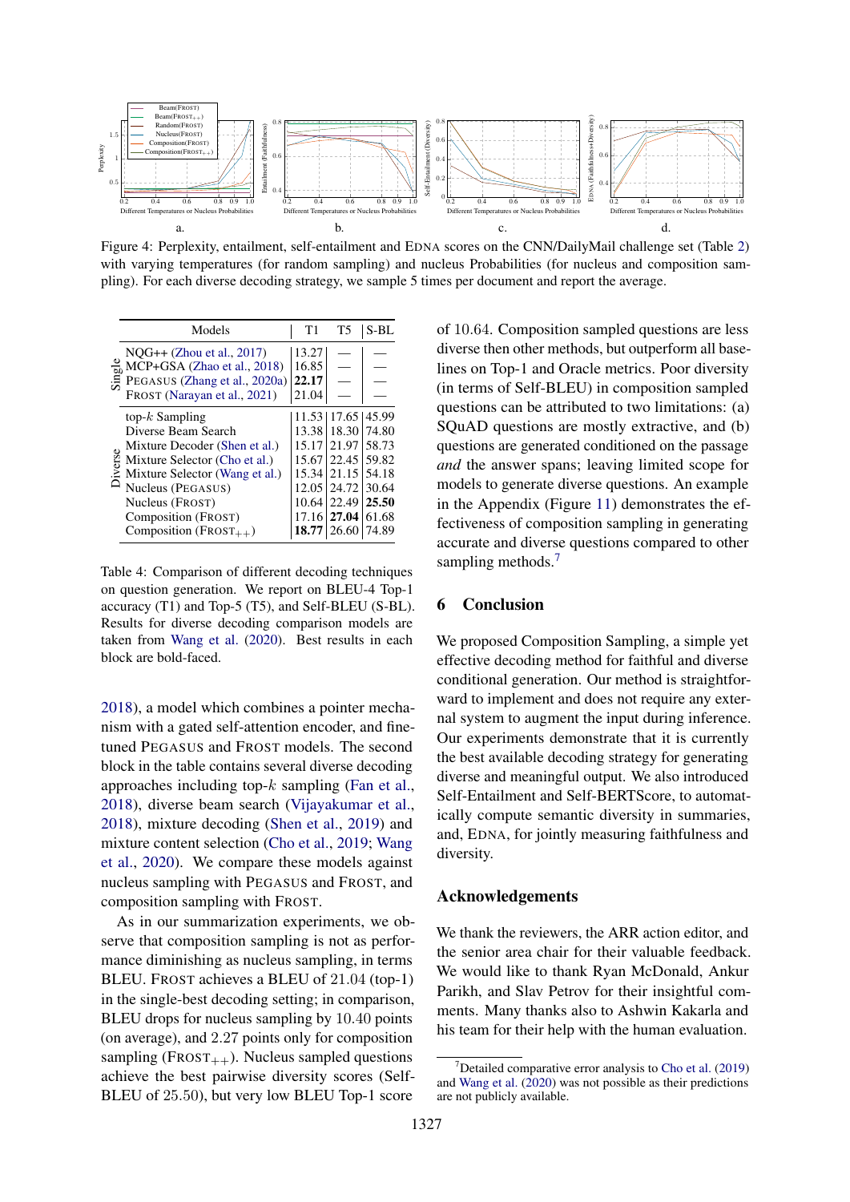Figure 4: Perplexity, entailment, self-entailment and EDNA scores on the CNN/DailyMail challenge set (Table 2) with varying temperatures (for random sampling) and nucleus Probabilities (for nucleus and composition sampling). For each diverse decoding strategy, we sample 5 times per document and report the average.

| | Models | T1 | T5 | S-BL |
|---|---|---|---|---|
| Single | NQG++ (Zhou et al., 2017) | 13.27 | — | — |
| | MCP+GSA (Zhao et al., 2018) | 16.85 | — | — |
| | PEGASUS (Zhang et al., 2020a) | **22.17** | — | — |
| | FROST (Narayan et al., 2021) | 21.04 | — | — |
| Diverse | top-$k$ Sampling | 11.53 | 17.65 | 45.99 |
| | Diverse Beam Search | 13.38 | 18.30 | 74.80 |
| | Mixture Decoder (Shen et al.) | 15.17 | 21.97 | 58.73 |
| | Mixture Selector (Cho et al.) | 15.67 | 22.45 | 59.82 |
| | Mixture Selector (Wang et al.) | 15.34 | 21.15 | 54.18 |
| | Nucleus (PEGASUS) | 12.05 | 24.72 | 30.64 |
| | Nucleus (FROST) | 10.64 | 22.49 | **25.50** |
| | Composition (FROST) | 17.16 | **27.04** | 61.68 |
| | Composition (FROST$_{++}$) | **18.77** | 26.60 | 74.89 |

Table 4: Comparison of different decoding techniques on question generation. We report on BLEU-4 Top-1 accuracy (T1) and Top-5 (T5), and Self-BLEU (S-BL). Results for diverse decoding comparison models are taken from Wang et al. (2020). Best results in each block are bold-faced.

2018), a model which combines a pointer mechanism with a gated self-attention encoder, and fine-tuned PEGASUS and FROST models. The second block in the table contains several diverse decoding approaches including top-$k$ sampling (Fan et al., 2018), diverse beam search (Vijayakumar et al., 2018), mixture decoding (Shen et al., 2019) and mixture content selection (Cho et al., 2019; Wang et al., 2020). We compare these models against nucleus sampling with PEGASUS and FROST, and composition sampling with FROST.

As in our summarization experiments, we observe that composition sampling is not as performance diminishing as nucleus sampling, in terms BLEU. FROST achieves a BLEU of 21.04 (top-1) in the single-best decoding setting; in comparison, BLEU drops for nucleus sampling by 10.40 points (on average), and 2.27 points only for composition sampling (FROST$_{++}$). Nucleus sampled questions achieve the best pairwise diversity scores (Self-BLEU of 25.50), but very low BLEU Top-1 score of 10.64. Composition sampled questions are less diverse then other methods, but outperform all baselines on Top-1 and Oracle metrics. Poor diversity (in terms of Self-BLEU) in composition sampled questions can be attributed to two limitations: (a) SQuAD questions are mostly extractive, and (b) questions are generated conditioned on the passage *and* the answer spans; leaving limited scope for models to generate diverse questions. An example in the Appendix (Figure 11) demonstrates the effectiveness of composition sampling in generating accurate and diverse questions compared to other sampling methods.[7]

## 6 Conclusion

We proposed Composition Sampling, a simple yet effective decoding method for faithful and diverse conditional generation. Our method is straightforward to implement and does not require any external system to augment the input during inference. Our experiments demonstrate that it is currently the best available decoding strategy for generating diverse and meaningful output. We also introduced Self-Entailment and Self-BERTScore, to automatically compute semantic diversity in summaries, and, EDNA, for jointly measuring faithfulness and diversity.

## Acknowledgements

We thank the reviewers, the ARR action editor, and the senior area chair for their valuable feedback. We would like to thank Ryan McDonald, Ankur Parikh, and Slav Petrov for their insightful comments. Many thanks also to Ashwin Kakarla and his team for their help with the human evaluation.

[7] Detailed comparative error analysis to Cho et al. (2019) and Wang et al. (2020) was not possible as their predictions are not publicly available.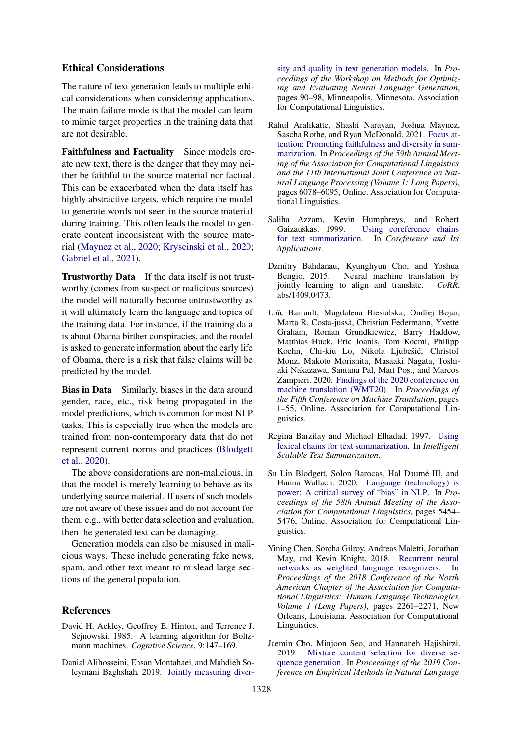## Ethical Considerations

The nature of text generation leads to multiple ethical considerations when considering applications. The main failure mode is that the model can learn to mimic target properties in the training data that are not desirable.

**Faithfulness and Factuality** Since models create new text, there is the danger that they may neither be faithful to the source material nor factual. This can be exacerbated when the data itself has highly abstractive targets, which require the model to generate words not seen in the source material during training. This often leads the model to generate content inconsistent with the source material (Maynez et al., 2020; Kryscinski et al., 2020; Gabriel et al., 2021).

**Trustworthy Data** If the data itself is not trustworthy (comes from suspect or malicious sources) the model will naturally become untrustworthy as it will ultimately learn the language and topics of the training data. For instance, if the training data is about Obama birther conspiracies, and the model is asked to generate information about the early life of Obama, there is a risk that false claims will be predicted by the model.

**Bias in Data** Similarly, biases in the data around gender, race, etc., risk being propagated in the model predictions, which is common for most NLP tasks. This is especially true when the models are trained from non-contemporary data that do not represent current norms and practices (Blodgett et al., 2020).

The above considerations are non-malicious, in that the model is merely learning to behave as its underlying source material. If users of such models are not aware of these issues and do not account for them, e.g., with better data selection and evaluation, then the generated text can be damaging.

Generation models can also be misused in malicious ways. These include generating fake news, spam, and other text meant to mislead large sections of the general population.

## References

David H. Ackley, Geoffrey E. Hinton, and Terrence J. Sejnowski. 1985. A learning algorithm for Boltzmann machines. *Cognitive Science*, 9:147–169.

Danial Alihosseini, Ehsan Montahaei, and Mahdieh Soleymani Baghshah. 2019. Jointly measuring diversity and quality in text generation models. In *Proceedings of the Workshop on Methods for Optimizing and Evaluating Neural Language Generation*, pages 90–98, Minneapolis, Minnesota. Association for Computational Linguistics.

Rahul Aralikatte, Shashi Narayan, Joshua Maynez, Sascha Rothe, and Ryan McDonald. 2021. Focus attention: Promoting faithfulness and diversity in summarization. In *Proceedings of the 59th Annual Meeting of the Association for Computational Linguistics and the 11th International Joint Conference on Natural Language Processing (Volume 1: Long Papers)*, pages 6078–6095, Online. Association for Computational Linguistics.

Saliha Azzam, Kevin Humphreys, and Robert Gaizauskas. 1999. Using coreference chains for text summarization. In *Coreference and Its Applications*.

Dzmitry Bahdanau, Kyunghyun Cho, and Yoshua Bengio. 2015. Neural machine translation by jointly learning to align and translate. *CoRR*, abs/1409.0473.

Loïc Barrault, Magdalena Biesialska, Ondřej Bojar, Marta R. Costa-jussà, Christian Federmann, Yvette Graham, Roman Grundkiewicz, Barry Haddow, Matthias Huck, Eric Joanis, Tom Kocmi, Philipp Koehn, Chi-kiu Lo, Nikola Ljubešić, Christof Monz, Makoto Morishita, Masaaki Nagata, Toshiaki Nakazawa, Santanu Pal, Matt Post, and Marcos Zampieri. 2020. Findings of the 2020 conference on machine translation (WMT20). In *Proceedings of the Fifth Conference on Machine Translation*, pages 1–55, Online. Association for Computational Linguistics.

Regina Barzilay and Michael Elhadad. 1997. Using lexical chains for text summarization. In *Intelligent Scalable Text Summarization*.

Su Lin Blodgett, Solon Barocas, Hal Daumé III, and Hanna Wallach. 2020. Language (technology) is power: A critical survey of "bias" in NLP. In *Proceedings of the 58th Annual Meeting of the Association for Computational Linguistics*, pages 5454–5476, Online. Association for Computational Linguistics.

Yining Chen, Sorcha Gilroy, Andreas Maletti, Jonathan May, and Kevin Knight. 2018. Recurrent neural networks as weighted language recognizers. In *Proceedings of the 2018 Conference of the North American Chapter of the Association for Computational Linguistics: Human Language Technologies, Volume 1 (Long Papers)*, pages 2261–2271, New Orleans, Louisiana. Association for Computational Linguistics.

Jaemin Cho, Minjoon Seo, and Hannaneh Hajishirzi. 2019. Mixture content selection for diverse sequence generation. In *Proceedings of the 2019 Conference on Empirical Methods in Natural Language*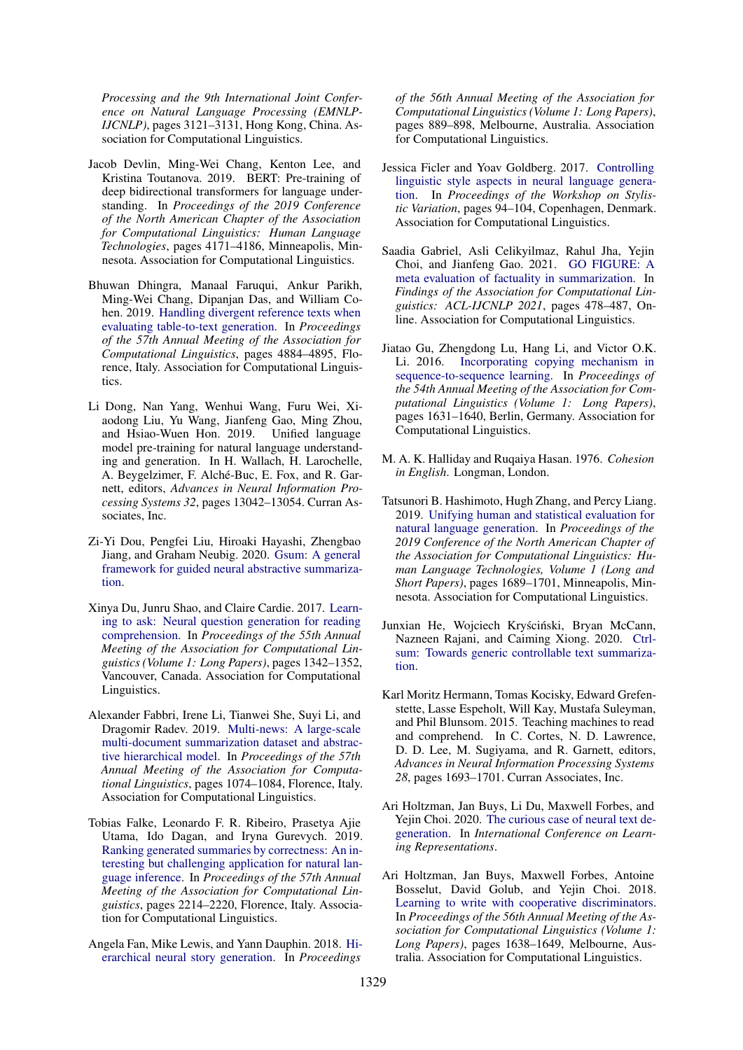*Processing and the 9th International Joint Conference on Natural Language Processing (EMNLP-IJCNLP)*, pages 3121–3131, Hong Kong, China. Association for Computational Linguistics.

Jacob Devlin, Ming-Wei Chang, Kenton Lee, and Kristina Toutanova. 2019. BERT: Pre-training of deep bidirectional transformers for language understanding. In *Proceedings of the 2019 Conference of the North American Chapter of the Association for Computational Linguistics: Human Language Technologies*, pages 4171–4186, Minneapolis, Minnesota. Association for Computational Linguistics.

Bhuwan Dhingra, Manaal Faruqui, Ankur Parikh, Ming-Wei Chang, Dipanjan Das, and William Cohen. 2019. Handling divergent reference texts when evaluating table-to-text generation. In *Proceedings of the 57th Annual Meeting of the Association for Computational Linguistics*, pages 4884–4895, Florence, Italy. Association for Computational Linguistics.

Li Dong, Nan Yang, Wenhui Wang, Furu Wei, Xiaodong Liu, Yu Wang, Jianfeng Gao, Ming Zhou, and Hsiao-Wuen Hon. 2019. Unified language model pre-training for natural language understanding and generation. In H. Wallach, H. Larochelle, A. Beygelzimer, F. Alché-Buc, E. Fox, and R. Garnett, editors, *Advances in Neural Information Processing Systems 32*, pages 13042–13054. Curran Associates, Inc.

Zi-Yi Dou, Pengfei Liu, Hiroaki Hayashi, Zhengbao Jiang, and Graham Neubig. 2020. Gsum: A general framework for guided neural abstractive summarization.

Xinya Du, Junru Shao, and Claire Cardie. 2017. Learning to ask: Neural question generation for reading comprehension. In *Proceedings of the 55th Annual Meeting of the Association for Computational Linguistics (Volume 1: Long Papers)*, pages 1342–1352, Vancouver, Canada. Association for Computational Linguistics.

Alexander Fabbri, Irene Li, Tianwei She, Suyi Li, and Dragomir Radev. 2019. Multi-news: A large-scale multi-document summarization dataset and abstractive hierarchical model. In *Proceedings of the 57th Annual Meeting of the Association for Computational Linguistics*, pages 1074–1084, Florence, Italy. Association for Computational Linguistics.

Tobias Falke, Leonardo F. R. Ribeiro, Prasetya Ajie Utama, Ido Dagan, and Iryna Gurevych. 2019. Ranking generated summaries by correctness: An interesting but challenging application for natural language inference. In *Proceedings of the 57th Annual Meeting of the Association for Computational Linguistics*, pages 2214–2220, Florence, Italy. Association for Computational Linguistics.

Angela Fan, Mike Lewis, and Yann Dauphin. 2018. Hierarchical neural story generation. In *Proceedings of the 56th Annual Meeting of the Association for Computational Linguistics (Volume 1: Long Papers)*, pages 889–898, Melbourne, Australia. Association for Computational Linguistics.

Jessica Ficler and Yoav Goldberg. 2017. Controlling linguistic style aspects in neural language generation. In *Proceedings of the Workshop on Stylistic Variation*, pages 94–104, Copenhagen, Denmark. Association for Computational Linguistics.

Saadia Gabriel, Asli Celikyilmaz, Rahul Jha, Yejin Choi, and Jianfeng Gao. 2021. GO FIGURE: A meta evaluation of factuality in summarization. In *Findings of the Association for Computational Linguistics: ACL-IJCNLP 2021*, pages 478–487, Online. Association for Computational Linguistics.

Jiatao Gu, Zhengdong Lu, Hang Li, and Victor O.K. Li. 2016. Incorporating copying mechanism in sequence-to-sequence learning. In *Proceedings of the 54th Annual Meeting of the Association for Computational Linguistics (Volume 1: Long Papers)*, pages 1631–1640, Berlin, Germany. Association for Computational Linguistics.

M. A. K. Halliday and Ruqaiya Hasan. 1976. *Cohesion in English*. Longman, London.

Tatsunori B. Hashimoto, Hugh Zhang, and Percy Liang. 2019. Unifying human and statistical evaluation for natural language generation. In *Proceedings of the 2019 Conference of the North American Chapter of the Association for Computational Linguistics: Human Language Technologies, Volume 1 (Long and Short Papers)*, pages 1689–1701, Minneapolis, Minnesota. Association for Computational Linguistics.

Junxian He, Wojciech Kryściński, Bryan McCann, Nazneen Rajani, and Caiming Xiong. 2020. Ctrlsum: Towards generic controllable text summarization.

Karl Moritz Hermann, Tomas Kocisky, Edward Grefenstette, Lasse Espeholt, Will Kay, Mustafa Suleyman, and Phil Blunsom. 2015. Teaching machines to read and comprehend. In C. Cortes, N. D. Lawrence, D. D. Lee, M. Sugiyama, and R. Garnett, editors, *Advances in Neural Information Processing Systems 28*, pages 1693–1701. Curran Associates, Inc.

Ari Holtzman, Jan Buys, Li Du, Maxwell Forbes, and Yejin Choi. 2020. The curious case of neural text degeneration. In *International Conference on Learning Representations*.

Ari Holtzman, Jan Buys, Maxwell Forbes, Antoine Bosselut, David Golub, and Yejin Choi. 2018. Learning to write with cooperative discriminators. In *Proceedings of the 56th Annual Meeting of the Association for Computational Linguistics (Volume 1: Long Papers)*, pages 1638–1649, Melbourne, Australia. Association for Computational Linguistics.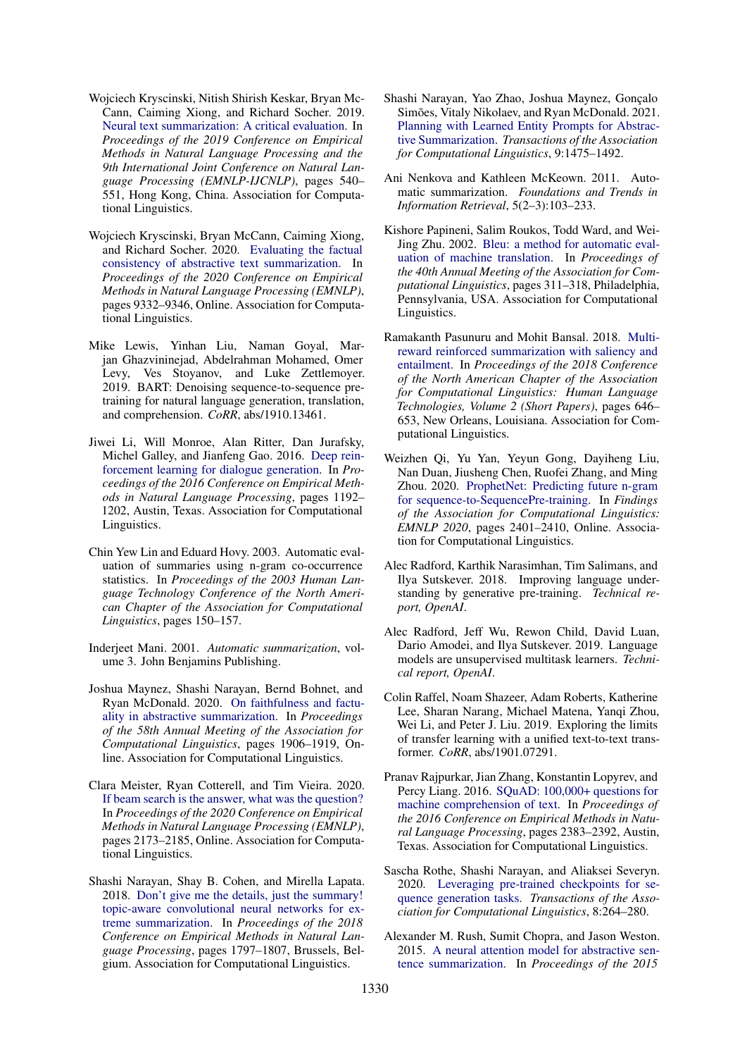Wojciech Kryscinski, Nitish Shirish Keskar, Bryan McCann, Caiming Xiong, and Richard Socher. 2019. Neural text summarization: A critical evaluation. In *Proceedings of the 2019 Conference on Empirical Methods in Natural Language Processing and the 9th International Joint Conference on Natural Language Processing (EMNLP-IJCNLP)*, pages 540–551, Hong Kong, China. Association for Computational Linguistics.

Wojciech Kryscinski, Bryan McCann, Caiming Xiong, and Richard Socher. 2020. Evaluating the factual consistency of abstractive text summarization. In *Proceedings of the 2020 Conference on Empirical Methods in Natural Language Processing (EMNLP)*, pages 9332–9346, Online. Association for Computational Linguistics.

Mike Lewis, Yinhan Liu, Naman Goyal, Marjan Ghazvininejad, Abdelrahman Mohamed, Omer Levy, Ves Stoyanov, and Luke Zettlemoyer. 2019. BART: Denoising sequence-to-sequence pre-training for natural language generation, translation, and comprehension. *CoRR*, abs/1910.13461.

Jiwei Li, Will Monroe, Alan Ritter, Dan Jurafsky, Michel Galley, and Jianfeng Gao. 2016. Deep reinforcement learning for dialogue generation. In *Proceedings of the 2016 Conference on Empirical Methods in Natural Language Processing*, pages 1192–1202, Austin, Texas. Association for Computational Linguistics.

Chin Yew Lin and Eduard Hovy. 2003. Automatic evaluation of summaries using n-gram co-occurrence statistics. In *Proceedings of the 2003 Human Language Technology Conference of the North American Chapter of the Association for Computational Linguistics*, pages 150–157.

Inderjeet Mani. 2001. *Automatic summarization*, volume 3. John Benjamins Publishing.

Joshua Maynez, Shashi Narayan, Bernd Bohnet, and Ryan McDonald. 2020. On faithfulness and factuality in abstractive summarization. In *Proceedings of the 58th Annual Meeting of the Association for Computational Linguistics*, pages 1906–1919, Online. Association for Computational Linguistics.

Clara Meister, Ryan Cotterell, and Tim Vieira. 2020. If beam search is the answer, what was the question? In *Proceedings of the 2020 Conference on Empirical Methods in Natural Language Processing (EMNLP)*, pages 2173–2185, Online. Association for Computational Linguistics.

Shashi Narayan, Shay B. Cohen, and Mirella Lapata. 2018. Don't give me the details, just the summary! topic-aware convolutional neural networks for extreme summarization. In *Proceedings of the 2018 Conference on Empirical Methods in Natural Language Processing*, pages 1797–1807, Brussels, Belgium. Association for Computational Linguistics.

Shashi Narayan, Yao Zhao, Joshua Maynez, Gonçalo Simões, Vitaly Nikolaev, and Ryan McDonald. 2021. Planning with Learned Entity Prompts for Abstractive Summarization. *Transactions of the Association for Computational Linguistics*, 9:1475–1492.

Ani Nenkova and Kathleen McKeown. 2011. Automatic summarization. *Foundations and Trends in Information Retrieval*, 5(2–3):103–233.

Kishore Papineni, Salim Roukos, Todd Ward, and Wei-Jing Zhu. 2002. Bleu: a method for automatic evaluation of machine translation. In *Proceedings of the 40th Annual Meeting of the Association for Computational Linguistics*, pages 311–318, Philadelphia, Pennsylvania, USA. Association for Computational Linguistics.

Ramakanth Pasunuru and Mohit Bansal. 2018. Multi-reward reinforced summarization with saliency and entailment. In *Proceedings of the 2018 Conference of the North American Chapter of the Association for Computational Linguistics: Human Language Technologies, Volume 2 (Short Papers)*, pages 646–653, New Orleans, Louisiana. Association for Computational Linguistics.

Weizhen Qi, Yu Yan, Yeyun Gong, Dayiheng Liu, Nan Duan, Jiusheng Chen, Ruofei Zhang, and Ming Zhou. 2020. ProphetNet: Predicting future n-gram for sequence-to-SequencePre-training. In *Findings of the Association for Computational Linguistics: EMNLP 2020*, pages 2401–2410, Online. Association for Computational Linguistics.

Alec Radford, Karthik Narasimhan, Tim Salimans, and Ilya Sutskever. 2018. Improving language understanding by generative pre-training. *Technical report, OpenAI*.

Alec Radford, Jeff Wu, Rewon Child, David Luan, Dario Amodei, and Ilya Sutskever. 2019. Language models are unsupervised multitask learners. *Technical report, OpenAI*.

Colin Raffel, Noam Shazeer, Adam Roberts, Katherine Lee, Sharan Narang, Michael Matena, Yanqi Zhou, Wei Li, and Peter J. Liu. 2019. Exploring the limits of transfer learning with a unified text-to-text transformer. *CoRR*, abs/1901.07291.

Pranav Rajpurkar, Jian Zhang, Konstantin Lopyrev, and Percy Liang. 2016. SQuAD: 100,000+ questions for machine comprehension of text. In *Proceedings of the 2016 Conference on Empirical Methods in Natural Language Processing*, pages 2383–2392, Austin, Texas. Association for Computational Linguistics.

Sascha Rothe, Shashi Narayan, and Aliaksei Severyn. 2020. Leveraging pre-trained checkpoints for sequence generation tasks. *Transactions of the Association for Computational Linguistics*, 8:264–280.

Alexander M. Rush, Sumit Chopra, and Jason Weston. 2015. A neural attention model for abstractive sentence summarization. In *Proceedings of the 2015*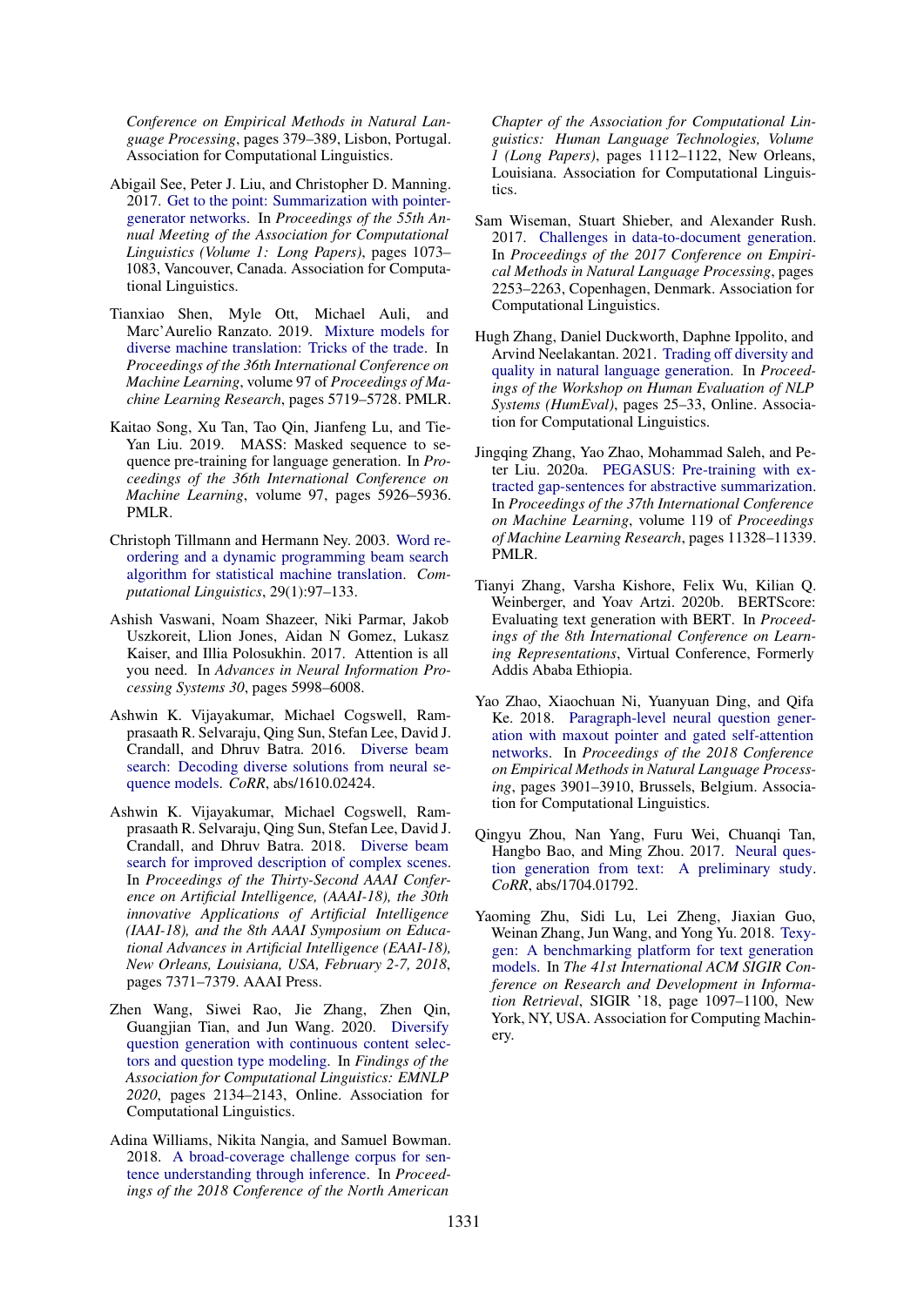Conference on Empirical Methods in Natural Language Processing*, pages 379–389, Lisbon, Portugal. Association for Computational Linguistics.

Abigail See, Peter J. Liu, and Christopher D. Manning. 2017. Get to the point: Summarization with pointer-generator networks. In *Proceedings of the 55th Annual Meeting of the Association for Computational Linguistics (Volume 1: Long Papers)*, pages 1073–1083, Vancouver, Canada. Association for Computational Linguistics.

Tianxiao Shen, Myle Ott, Michael Auli, and Marc'Aurelio Ranzato. 2019. Mixture models for diverse machine translation: Tricks of the trade. In *Proceedings of the 36th International Conference on Machine Learning*, volume 97 of *Proceedings of Machine Learning Research*, pages 5719–5728. PMLR.

Kaitao Song, Xu Tan, Tao Qin, Jianfeng Lu, and Tie-Yan Liu. 2019. MASS: Masked sequence to sequence pre-training for language generation. In *Proceedings of the 36th International Conference on Machine Learning*, volume 97, pages 5926–5936. PMLR.

Christoph Tillmann and Hermann Ney. 2003. Word reordering and a dynamic programming beam search algorithm for statistical machine translation. *Computational Linguistics*, 29(1):97–133.

Ashish Vaswani, Noam Shazeer, Niki Parmar, Jakob Uszkoreit, Llion Jones, Aidan N Gomez, Lukasz Kaiser, and Illia Polosukhin. 2017. Attention is all you need. In *Advances in Neural Information Processing Systems 30*, pages 5998–6008.

Ashwin K. Vijayakumar, Michael Cogswell, Ramprasaath R. Selvaraju, Qing Sun, Stefan Lee, David J. Crandall, and Dhruv Batra. 2016. Diverse beam search: Decoding diverse solutions from neural sequence models. *CoRR*, abs/1610.02424.

Ashwin K. Vijayakumar, Michael Cogswell, Ramprasaath R. Selvaraju, Qing Sun, Stefan Lee, David J. Crandall, and Dhruv Batra. 2018. Diverse beam search for improved description of complex scenes. In *Proceedings of the Thirty-Second AAAI Conference on Artificial Intelligence, (AAAI-18), the 30th innovative Applications of Artificial Intelligence (IAAI-18), and the 8th AAAI Symposium on Educational Advances in Artificial Intelligence (EAAI-18), New Orleans, Louisiana, USA, February 2-7, 2018*, pages 7371–7379. AAAI Press.

Zhen Wang, Siwei Rao, Jie Zhang, Zhen Qin, Guangjian Tian, and Jun Wang. 2020. Diversify question generation with continuous content selectors and question type modeling. In *Findings of the Association for Computational Linguistics: EMNLP 2020*, pages 2134–2143, Online. Association for Computational Linguistics.

Adina Williams, Nikita Nangia, and Samuel Bowman. 2018. A broad-coverage challenge corpus for sentence understanding through inference. In *Proceedings of the 2018 Conference of the North American Chapter of the Association for Computational Linguistics: Human Language Technologies, Volume 1 (Long Papers)*, pages 1112–1122, New Orleans, Louisiana. Association for Computational Linguistics.

Sam Wiseman, Stuart Shieber, and Alexander Rush. 2017. Challenges in data-to-document generation. In *Proceedings of the 2017 Conference on Empirical Methods in Natural Language Processing*, pages 2253–2263, Copenhagen, Denmark. Association for Computational Linguistics.

Hugh Zhang, Daniel Duckworth, Daphne Ippolito, and Arvind Neelakantan. 2021. Trading off diversity and quality in natural language generation. In *Proceedings of the Workshop on Human Evaluation of NLP Systems (HumEval)*, pages 25–33, Online. Association for Computational Linguistics.

Jingqing Zhang, Yao Zhao, Mohammad Saleh, and Peter Liu. 2020a. PEGASUS: Pre-training with extracted gap-sentences for abstractive summarization. In *Proceedings of the 37th International Conference on Machine Learning*, volume 119 of *Proceedings of Machine Learning Research*, pages 11328–11339. PMLR.

Tianyi Zhang, Varsha Kishore, Felix Wu, Kilian Q. Weinberger, and Yoav Artzi. 2020b. BERTScore: Evaluating text generation with BERT. In *Proceedings of the 8th International Conference on Learning Representations*, Virtual Conference, Formerly Addis Ababa Ethiopia.

Yao Zhao, Xiaochuan Ni, Yuanyuan Ding, and Qifa Ke. 2018. Paragraph-level neural question generation with maxout pointer and gated self-attention networks. In *Proceedings of the 2018 Conference on Empirical Methods in Natural Language Processing*, pages 3901–3910, Brussels, Belgium. Association for Computational Linguistics.

Qingyu Zhou, Nan Yang, Furu Wei, Chuanqi Tan, Hangbo Bao, and Ming Zhou. 2017. Neural question generation from text: A preliminary study. *CoRR*, abs/1704.01792.

Yaoming Zhu, Sidi Lu, Lei Zheng, Jiaxian Guo, Weinan Zhang, Jun Wang, and Yong Yu. 2018. Texygen: A benchmarking platform for text generation models. In *The 41st International ACM SIGIR Conference on Research and Development in Information Retrieval*, SIGIR '18, page 1097–1100, New York, NY, USA. Association for Computing Machinery.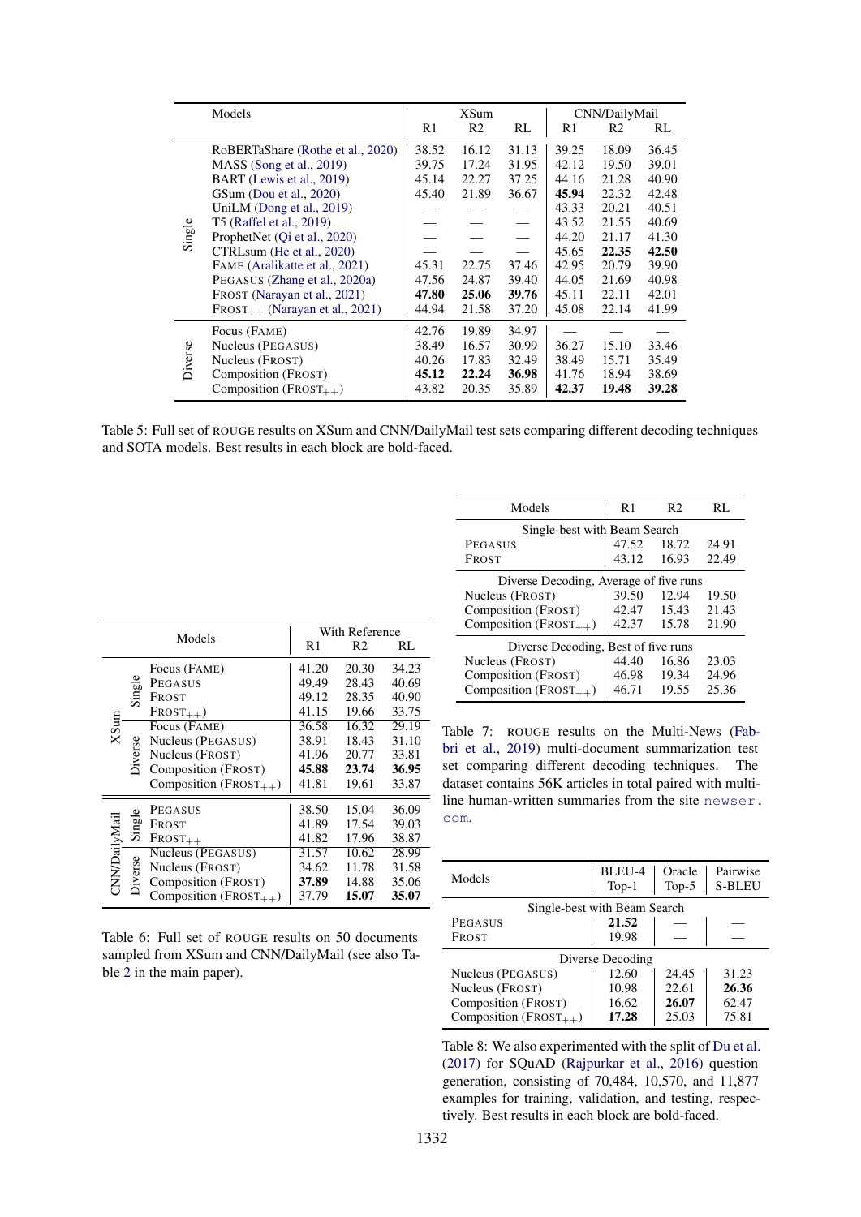| | Models | XSum R1 | XSum R2 | XSum RL | CNN/DailyMail R1 | CNN/DailyMail R2 | CNN/DailyMail RL |
|---|---|---|---|---|---|---|---|
| Single | RoBERTaShare (Rothe et al., 2020) | 38.52 | 16.12 | 31.13 | 39.25 | 18.09 | 36.45 |
| | MASS (Song et al., 2019) | 39.75 | 17.24 | 31.95 | 42.12 | 19.50 | 39.01 |
| | BART (Lewis et al., 2019) | 45.14 | 22.27 | 37.25 | 44.16 | 21.28 | 40.90 |
| | GSum (Dou et al., 2020) | 45.40 | 21.89 | 36.67 | **45.94** | 22.32 | 42.48 |
| | UniLM (Dong et al., 2019) | — | — | — | 43.33 | 20.21 | 40.51 |
| | T5 (Raffel et al., 2019) | — | — | — | 43.52 | 21.55 | 40.69 |
| | ProphetNet (Qi et al., 2020) | — | — | — | 44.20 | 21.17 | 41.30 |
| | CTRLsum (He et al., 2020) | — | — | — | 45.65 | **22.35** | **42.50** |
| | FAME (Aralikatte et al., 2021) | 45.31 | 22.75 | 37.46 | 42.95 | 20.79 | 39.90 |
| | PEGASUS (Zhang et al., 2020a) | 47.56 | 24.87 | 39.40 | 44.05 | 21.69 | 40.98 |
| | FROST (Narayan et al., 2021) | **47.80** | **25.06** | **39.76** | 45.11 | 22.11 | 42.01 |
| | FROST$_{++}$ (Narayan et al., 2021) | 44.94 | 21.58 | 37.20 | 45.08 | 22.14 | 41.99 |
| Diverse | Focus (FAME) | 42.76 | 19.89 | 34.97 | — | — | — |
| | Nucleus (PEGASUS) | 38.49 | 16.57 | 30.99 | 36.27 | 15.10 | 33.46 |
| | Nucleus (FROST) | 40.26 | 17.83 | 32.49 | 38.49 | 15.71 | 35.49 |
| | Composition (FROST) | **45.12** | **22.24** | **36.98** | 41.76 | 18.94 | 38.69 |
| | Composition (FROST$_{++}$) | 43.82 | 20.35 | 35.89 | **42.37** | **19.48** | **39.28** |

Table 5: Full set of ROUGE results on XSum and CNN/DailyMail test sets comparing different decoding techniques and SOTA models. Best results in each block are bold-faced.

| | | Models | With Reference R1 | R2 | RL |
|---|---|---|---|---|---|
| XSum | Single | Focus (FAME) | 41.20 | 20.30 | 34.23 |
| | | PEGASUS | 49.49 | 28.43 | 40.69 |
| | | FROST | 49.12 | 28.35 | 40.90 |
| | | FROST$_{++}$) | 41.15 | 19.66 | 33.75 |
| | Diverse | Focus (FAME) | 36.58 | 16.32 | 29.19 |
| | | Nucleus (PEGASUS) | 38.91 | 18.43 | 31.10 |
| | | Nucleus (FROST) | 41.96 | 20.77 | 33.81 |
| | | Composition (FROST) | **45.88** | **23.74** | **36.95** |
| | | Composition (FROST$_{++}$) | 41.81 | 19.61 | 33.87 |
| CNN/DailyMail | Single | PEGASUS | 38.50 | 15.04 | 36.09 |
| | | FROST | 41.89 | 17.54 | 39.03 |
| | | FROST$_{++}$ | 41.82 | 17.96 | 38.87 |
| | Diverse | Nucleus (PEGASUS) | 31.57 | 10.62 | 28.99 |
| | | Nucleus (FROST) | 34.62 | 11.78 | 31.58 |
| | | Composition (FROST) | **37.89** | 14.88 | 35.06 |
| | | Composition (FROST$_{++}$) | 37.79 | **15.07** | **35.07** |

Table 6: Full set of ROUGE results on 50 documents sampled from XSum and CNN/DailyMail (see also Table 2 in the main paper).

| Models | R1 | R2 | RL |
|---|---|---|---|
| *Single-best with Beam Search* | | | |
| PEGASUS | 47.52 | 18.72 | 24.91 |
| FROST | 43.12 | 16.93 | 22.49 |
| *Diverse Decoding, Average of five runs* | | | |
| Nucleus (FROST) | 39.50 | 12.94 | 19.50 |
| Composition (FROST) | 42.47 | 15.43 | 21.43 |
| Composition (FROST$_{++}$) | 42.37 | 15.78 | 21.90 |
| *Diverse Decoding, Best of five runs* | | | |
| Nucleus (FROST) | 44.40 | 16.86 | 23.03 |
| Composition (FROST) | 46.98 | 19.34 | 24.96 |
| Composition (FROST$_{++}$) | 46.71 | 19.55 | 25.36 |

Table 7: ROUGE results on the Multi-News (Fabbri et al., 2019) multi-document summarization test set comparing different decoding techniques. The dataset contains 56K articles in total paired with multi-line human-written summaries from the site newser.com.

| Models | BLEU-4 Top-1 | Oracle Top-5 | Pairwise S-BLEU |
|---|---|---|---|
| *Single-best with Beam Search* | | | |
| PEGASUS | **21.52** | — | — |
| FROST | 19.98 | — | — |
| *Diverse Decoding* | | | |
| Nucleus (PEGASUS) | 12.60 | 24.45 | 31.23 |
| Nucleus (FROST) | 10.98 | 22.61 | **26.36** |
| Composition (FROST) | 16.62 | **26.07** | 62.47 |
| Composition (FROST$_{++}$) | **17.28** | 25.03 | 75.81 |

Table 8: We also experimented with the split of Du et al. (2017) for SQuAD (Rajpurkar et al., 2016) question generation, consisting of 70,484, 10,570, and 11,877 examples for training, validation, and testing, respectively. Best results in each block are bold-faced.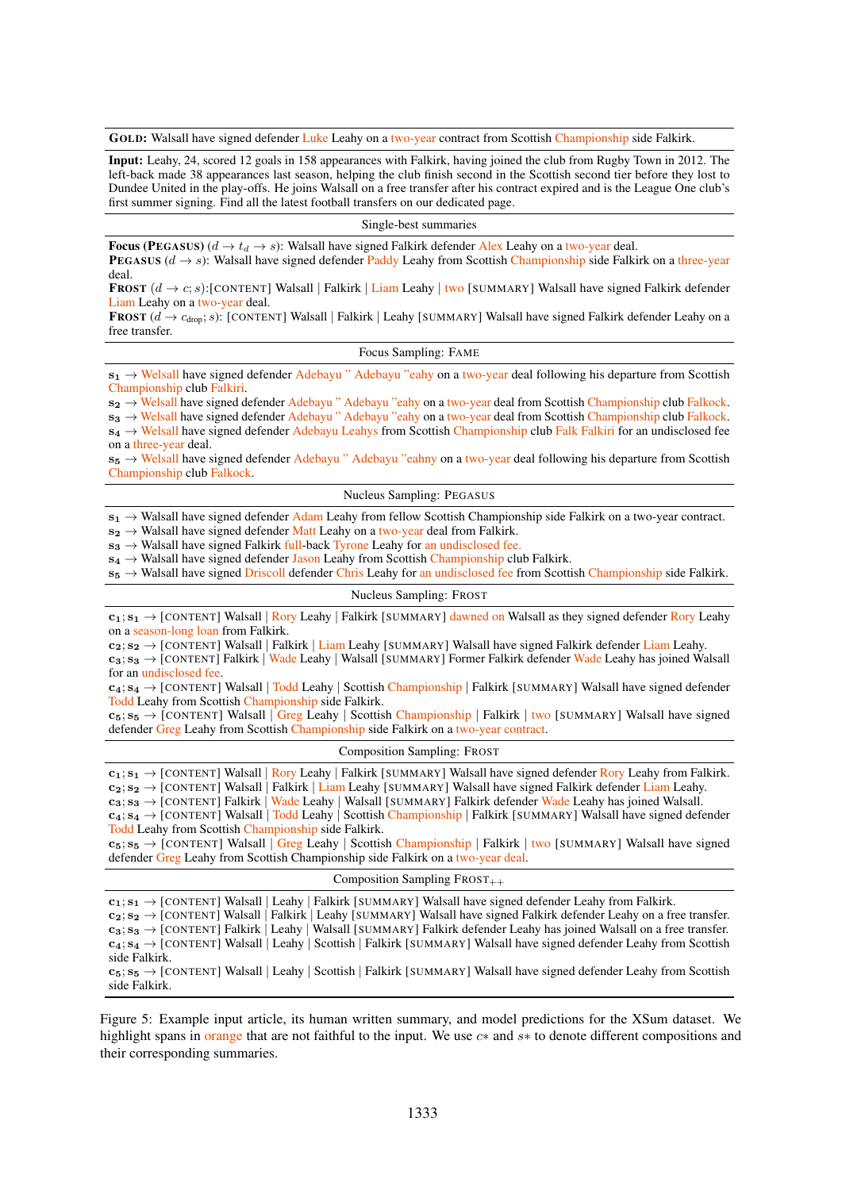**GOLD:** Walsall have signed defender Luke Leahy on a two-year contract from Scottish Championship side Falkirk.

**Input:** Leahy, 24, scored 12 goals in 158 appearances with Falkirk, having joined the club from Rugby Town in 2012. The left-back made 38 appearances last season, helping the club finish second in the Scottish second tier before they lost to Dundee United in the play-offs. He joins Walsall on a free transfer after his contract expired and is the League One club's first summer signing. Find all the latest football transfers on our dedicated page.

Single-best summaries

**Focus (PEGASUS)** ($d \rightarrow t_d \rightarrow s$): Walsall have signed Falkirk defender Alex Leahy on a two-year deal.
**PEGASUS** ($d \rightarrow s$): Walsall have signed defender Paddy Leahy from Scottish Championship side Falkirk on a three-year deal.
**FROST** ($d \rightarrow c; s$):[CONTENT] Walsall | Falkirk | Liam Leahy | two [SUMMARY] Walsall have signed Falkirk defender Liam Leahy on a two-year deal.
**FROST** ($d \rightarrow c_{\text{drop}}; s$): [CONTENT] Walsall | Falkirk | Leahy [SUMMARY] Walsall have signed Falkirk defender Leahy on a free transfer.

Focus Sampling: FAME

$\mathbf{s_1}$ → Welsall have signed defender Adebayu " Adebayu "eahy on a two-year deal following his departure from Scottish Championship club Falkiri.
$\mathbf{s_2}$ → Welsall have signed defender Adebayu " Adebayu "eahy on a two-year deal from Scottish Championship club Falkock.
$\mathbf{s_3}$ → Welsall have signed defender Adebayu " Adebayu "eahy on a two-year deal from Scottish Championship club Falkock.
$\mathbf{s_4}$ → Welsall have signed defender Adebayu Leahys from Scottish Championship club Falk Falkiri for an undisclosed fee on a three-year deal.
$\mathbf{s_5}$ → Welsall have signed defender Adebayu " Adebayu "eahny on a two-year deal following his departure from Scottish Championship club Falkock.

Nucleus Sampling: PEGASUS

$\mathbf{s_1}$ → Walsall have signed defender Adam Leahy from fellow Scottish Championship side Falkirk on a two-year contract.
$\mathbf{s_2}$ → Walsall have signed defender Matt Leahy on a two-year deal from Falkirk.
$\mathbf{s_3}$ → Walsall have signed Falkirk full-back Tyrone Leahy for an undisclosed fee.
$\mathbf{s_4}$ → Walsall have signed defender Jason Leahy from Scottish Championship club Falkirk.
$\mathbf{s_5}$ → Walsall have signed Driscoll defender Chris Leahy for an undisclosed fee from Scottish Championship side Falkirk.

Nucleus Sampling: FROST

$\mathbf{c_1; s_1}$ → [CONTENT] Walsall | Rory Leahy | Falkirk [SUMMARY] dawned on Walsall as they signed defender Rory Leahy on a season-long loan from Falkirk.
$\mathbf{c_2; s_2}$ → [CONTENT] Walsall | Falkirk | Liam Leahy [SUMMARY] Walsall have signed Falkirk defender Liam Leahy.
$\mathbf{c_3; s_3}$ → [CONTENT] Falkirk | Wade Leahy | Walsall [SUMMARY] Former Falkirk defender Wade Leahy has joined Walsall for an undisclosed fee.
$\mathbf{c_4; s_4}$ → [CONTENT] Walsall | Todd Leahy | Scottish Championship | Falkirk [SUMMARY] Walsall have signed defender Todd Leahy from Scottish Championship side Falkirk.
$\mathbf{c_5; s_5}$ → [CONTENT] Walsall | Greg Leahy | Scottish Championship | Falkirk | two [SUMMARY] Walsall have signed defender Greg Leahy from Scottish Championship side Falkirk on a two-year contract.

Composition Sampling: FROST

$\mathbf{c_1; s_1}$ → [CONTENT] Walsall | Rory Leahy | Falkirk [SUMMARY] Walsall have signed defender Rory Leahy from Falkirk.
$\mathbf{c_2; s_2}$ → [CONTENT] Walsall | Falkirk | Liam Leahy [SUMMARY] Walsall have signed Falkirk defender Liam Leahy.
$\mathbf{c_3; s_3}$ → [CONTENT] Falkirk | Wade Leahy | Walsall [SUMMARY] Falkirk defender Wade Leahy has joined Walsall.
$\mathbf{c_4; s_4}$ → [CONTENT] Walsall | Todd Leahy | Scottish Championship | Falkirk [SUMMARY] Walsall have signed defender Todd Leahy from Scottish Championship side Falkirk.
$\mathbf{c_5; s_5}$ → [CONTENT] Walsall | Greg Leahy | Scottish Championship | Falkirk | two [SUMMARY] Walsall have signed defender Greg Leahy from Scottish Championship side Falkirk on a two-year deal.

Composition Sampling FROST$_{++}$

$\mathbf{c_1; s_1}$ → [CONTENT] Walsall | Leahy | Falkirk [SUMMARY] Walsall have signed defender Leahy from Falkirk.
$\mathbf{c_2; s_2}$ → [CONTENT] Walsall | Falkirk | Leahy [SUMMARY] Walsall have signed Falkirk defender Leahy on a free transfer.
$\mathbf{c_3; s_3}$ → [CONTENT] Falkirk | Leahy | Walsall [SUMMARY] Falkirk defender Leahy has joined Walsall on a free transfer.
$\mathbf{c_4; s_4}$ → [CONTENT] Walsall | Leahy | Scottish | Falkirk [SUMMARY] Walsall have signed defender Leahy from Scottish side Falkirk.
$\mathbf{c_5; s_5}$ → [CONTENT] Walsall | Leahy | Scottish | Falkirk [SUMMARY] Walsall have signed defender Leahy from Scottish side Falkirk.

Figure 5: Example input article, its human written summary, and model predictions for the XSum dataset. We highlight spans in orange that are not faithful to the input. We use $c*$ and $s*$ to denote different compositions and their corresponding summaries.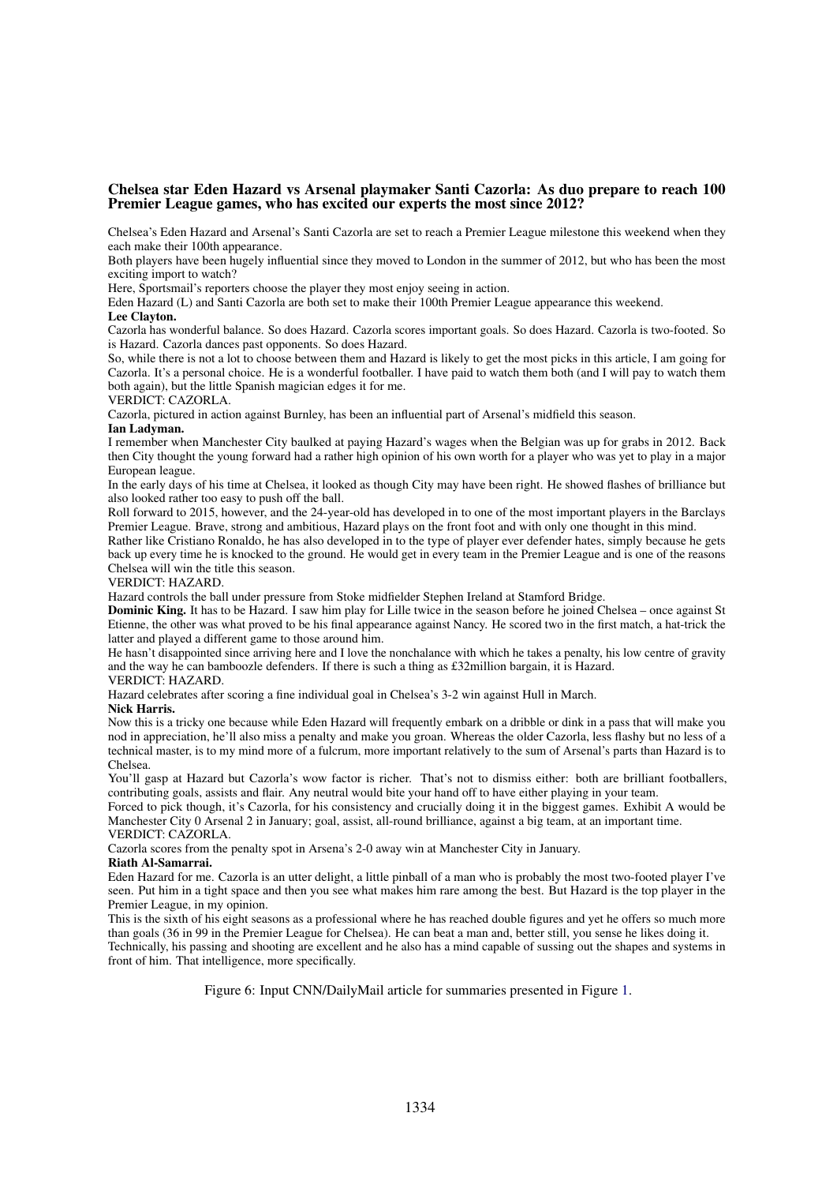**Chelsea star Eden Hazard vs Arsenal playmaker Santi Cazorla: As duo prepare to reach 100 Premier League games, who has excited our experts the most since 2012?**

Chelsea's Eden Hazard and Arsenal's Santi Cazorla are set to reach a Premier League milestone this weekend when they each make their 100th appearance.

Both players have been hugely influential since they moved to London in the summer of 2012, but who has been the most exciting import to watch?

Here, Sportsmail's reporters choose the player they most enjoy seeing in action.

Eden Hazard (L) and Santi Cazorla are both set to make their 100th Premier League appearance this weekend.

**Lee Clayton.**

Cazorla has wonderful balance. So does Hazard. Cazorla scores important goals. So does Hazard. Cazorla is two-footed. So is Hazard. Cazorla dances past opponents. So does Hazard.

So, while there is not a lot to choose between them and Hazard is likely to get the most picks in this article, I am going for Cazorla. It's a personal choice. He is a wonderful footballer. I have paid to watch them both (and I will pay to watch them both again), but the little Spanish magician edges it for me.

VERDICT: CAZORLA.

Cazorla, pictured in action against Burnley, has been an influential part of Arsenal's midfield this season.

**Ian Ladyman.**

I remember when Manchester City baulked at paying Hazard's wages when the Belgian was up for grabs in 2012. Back then City thought the young forward had a rather high opinion of his own worth for a player who was yet to play in a major European league.

In the early days of his time at Chelsea, it looked as though City may have been right. He showed flashes of brilliance but also looked rather too easy to push off the ball.

Roll forward to 2015, however, and the 24-year-old has developed in to one of the most important players in the Barclays Premier League. Brave, strong and ambitious, Hazard plays on the front foot and with only one thought in this mind.

Rather like Cristiano Ronaldo, he has also developed in to the type of player ever defender hates, simply because he gets back up every time he is knocked to the ground. He would get in every team in the Premier League and is one of the reasons Chelsea will win the title this season.

VERDICT: HAZARD.

Hazard controls the ball under pressure from Stoke midfielder Stephen Ireland at Stamford Bridge.

**Dominic King.** It has to be Hazard. I saw him play for Lille twice in the season before he joined Chelsea – once against St Etienne, the other was what proved to be his final appearance against Nancy. He scored two in the first match, a hat-trick the latter and played a different game to those around him.

He hasn't disappointed since arriving here and I love the nonchalance with which he takes a penalty, his low centre of gravity and the way he can bamboozle defenders. If there is such a thing as £32million bargain, it is Hazard.

VERDICT: HAZARD.

Hazard celebrates after scoring a fine individual goal in Chelsea's 3-2 win against Hull in March.

**Nick Harris.**

Now this is a tricky one because while Eden Hazard will frequently embark on a dribble or dink in a pass that will make you nod in appreciation, he'll also miss a penalty and make you groan. Whereas the older Cazorla, less flashy but no less of a technical master, is to my mind more of a fulcrum, more important relatively to the sum of Arsenal's parts than Hazard is to Chelsea.

You'll gasp at Hazard but Cazorla's wow factor is richer. That's not to dismiss either: both are brilliant footballers, contributing goals, assists and flair. Any neutral would bite your hand off to have either playing in your team.

Forced to pick though, it's Cazorla, for his consistency and crucially doing it in the biggest games. Exhibit A would be Manchester City 0 Arsenal 2 in January; goal, assist, all-round brilliance, against a big team, at an important time.

VERDICT: CAZORLA.

Cazorla scores from the penalty spot in Arsena's 2-0 away win at Manchester City in January.

**Riath Al-Samarrai.**

Eden Hazard for me. Cazorla is an utter delight, a little pinball of a man who is probably the most two-footed player I've seen. Put him in a tight space and then you see what makes him rare among the best. But Hazard is the top player in the Premier League, in my opinion.

This is the sixth of his eight seasons as a professional where he has reached double figures and yet he offers so much more than goals (36 in 99 in the Premier League for Chelsea). He can beat a man and, better still, you sense he likes doing it.

Technically, his passing and shooting are excellent and he also has a mind capable of sussing out the shapes and systems in front of him. That intelligence, more specifically.

Figure 6: Input CNN/DailyMail article for summaries presented in Figure 1.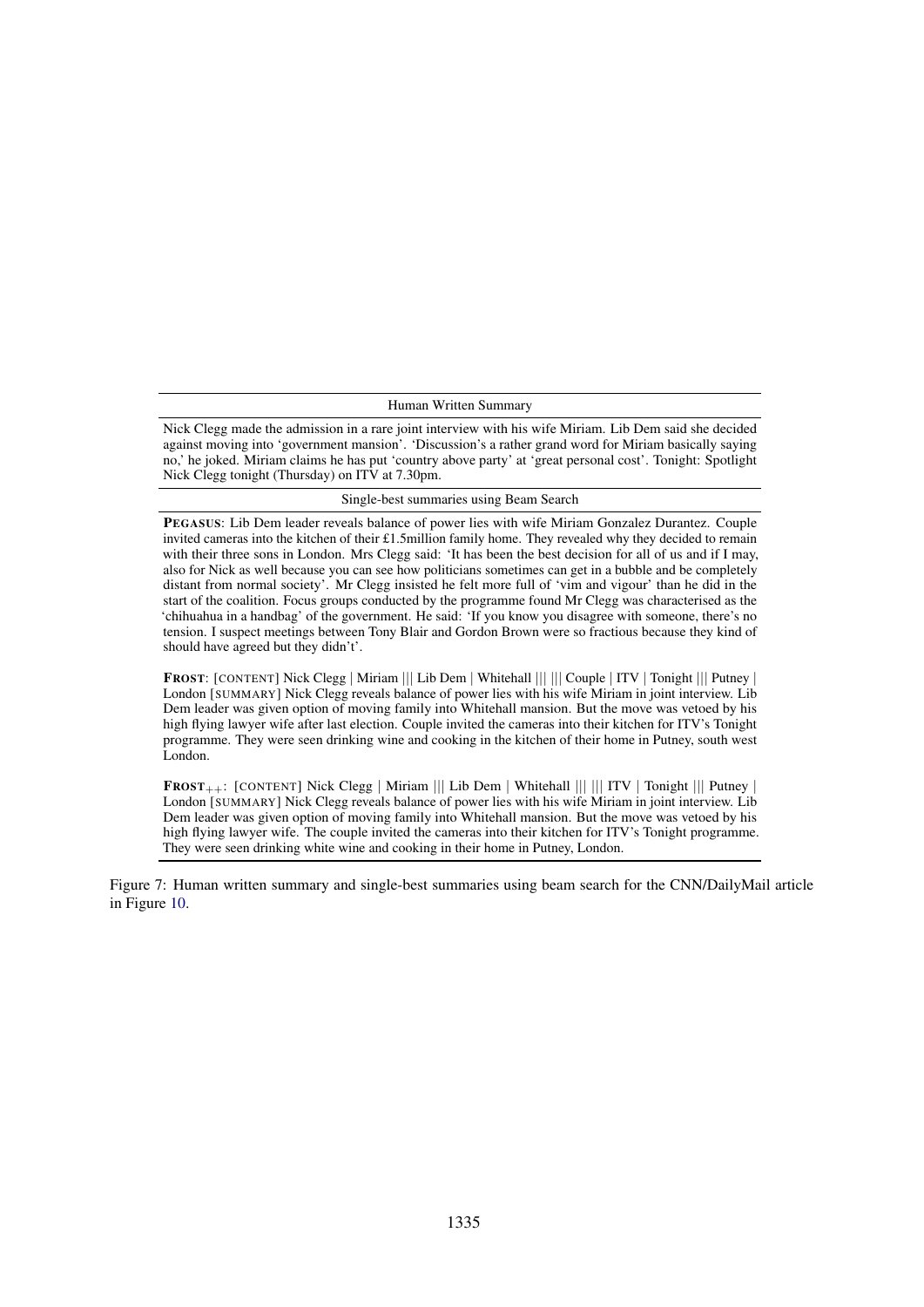| Human Written Summary |
|---|
| Nick Clegg made the admission in a rare joint interview with his wife Miriam. Lib Dem said she decided against moving into 'government mansion'. 'Discussion's a rather grand word for Miriam basically saying no,' he joked. Miriam claims he has put 'country above party' at 'great personal cost'. Tonight: Spotlight Nick Clegg tonight (Thursday) on ITV at 7.30pm. |
| **Single-best summaries using Beam Search** |
| **PEGASUS**: Lib Dem leader reveals balance of power lies with wife Miriam Gonzalez Durantez. Couple invited cameras into the kitchen of their £1.5million family home. They revealed why they decided to remain with their three sons in London. Mrs Clegg said: 'It has been the best decision for all of us and if I may, also for Nick as well because you can see how politicians sometimes can get in a bubble and be completely distant from normal society'. Mr Clegg insisted he felt more full of 'vim and vigour' than he did in the start of the coalition. Focus groups conducted by the programme found Mr Clegg was characterised as the 'chihuahua in a handbag' of the government. He said: 'If you know you disagree with someone, there's no tension. I suspect meetings between Tony Blair and Gordon Brown were so fractious because they kind of should have agreed but they didn't'. |
| **FROST**: [CONTENT] Nick Clegg \| Miriam \|\|\| Lib Dem \| Whitehall \|\|\| \|\|\| Couple \| ITV \| Tonight \|\|\| Putney \| London [SUMMARY] Nick Clegg reveals balance of power lies with his wife Miriam in joint interview. Lib Dem leader was given option of moving family into Whitehall mansion. But the move was vetoed by his high flying lawyer wife after last election. Couple invited the cameras into their kitchen for ITV's Tonight programme. They were seen drinking wine and cooking in the kitchen of their home in Putney, south west London. |
| **FROST$_{++}$**: [CONTENT] Nick Clegg \| Miriam \|\|\| Lib Dem \| Whitehall \|\|\| \|\|\| ITV \| Tonight \|\|\| Putney \| London [SUMMARY] Nick Clegg reveals balance of power lies with his wife Miriam in joint interview. Lib Dem leader was given option of moving family into Whitehall mansion. But the move was vetoed by his high flying lawyer wife. The couple invited the cameras into their kitchen for ITV's Tonight programme. They were seen drinking white wine and cooking in their home in Putney, London. |

Figure 7: Human written summary and single-best summaries using beam search for the CNN/DailyMail article in Figure 10.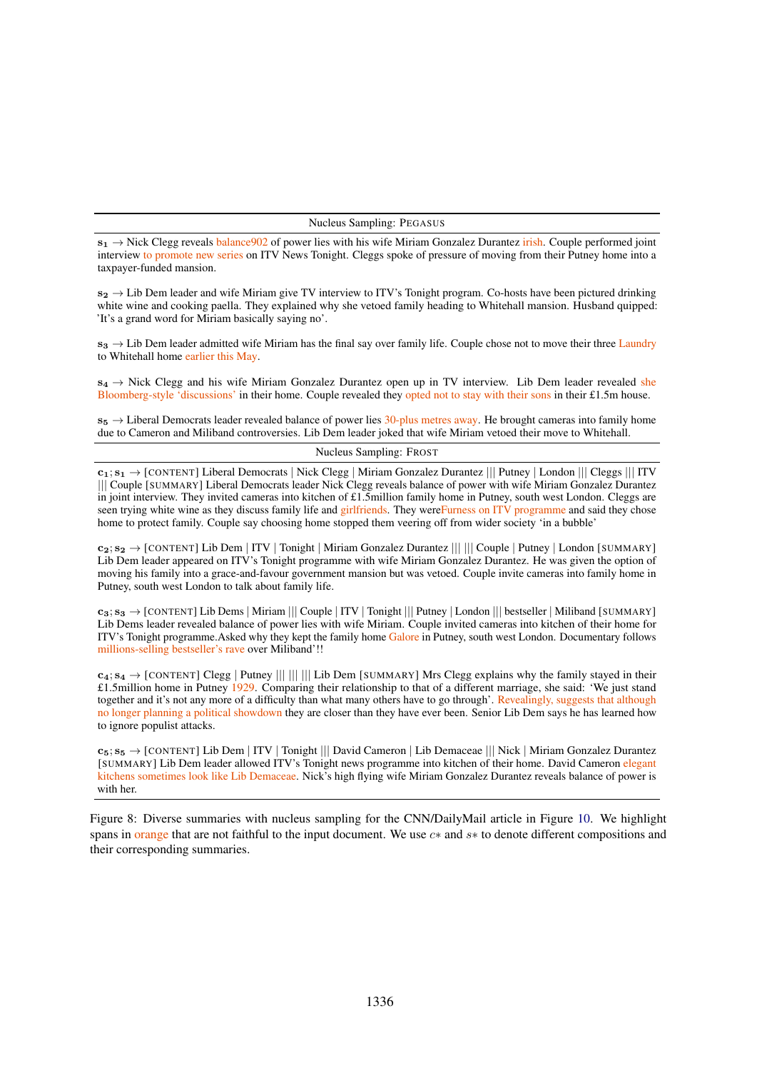**Nucleus Sampling: PEGASUS**

$\mathbf{s_1}$ → Nick Clegg reveals balance902 of power lies with his wife Miriam Gonzalez Durantez irish. Couple performed joint interview to promote new series on ITV News Tonight. Cleggs spoke of pressure of moving from their Putney home into a taxpayer-funded mansion.

$\mathbf{s_2}$ → Lib Dem leader and wife Miriam give TV interview to ITV's Tonight program. Co-hosts have been pictured drinking white wine and cooking paella. They explained why she vetoed family heading to Whitehall mansion. Husband quipped: 'It's a grand word for Miriam basically saying no'.

$\mathbf{s_3}$ → Lib Dem leader admitted wife Miriam has the final say over family life. Couple chose not to move their three Laundry to Whitehall home earlier this May.

$\mathbf{s_4}$ → Nick Clegg and his wife Miriam Gonzalez Durantez open up in TV interview. Lib Dem leader revealed she Bloomberg-style 'discussions' in their home. Couple revealed they opted not to stay with their sons in their £1.5m house.

$\mathbf{s_5}$ → Liberal Democrats leader revealed balance of power lies 30-plus metres away. He brought cameras into family home due to Cameron and Miliband controversies. Lib Dem leader joked that wife Miriam vetoed their move to Whitehall.

**Nucleus Sampling: FROST**

$\mathbf{c_1; s_1}$ → [CONTENT] Liberal Democrats | Nick Clegg | Miriam Gonzalez Durantez ||| Putney | London ||| Cleggs ||| ITV ||| Couple [SUMMARY] Liberal Democrats leader Nick Clegg reveals balance of power with wife Miriam Gonzalez Durantez in joint interview. They invited cameras into kitchen of £1.5million family home in Putney, south west London. Cleggs are seen trying white wine as they discuss family life and girlfriends. They wereFurness on ITV programme and said they chose home to protect family. Couple say choosing home stopped them veering off from wider society 'in a bubble'

$\mathbf{c_2; s_2}$ → [CONTENT] Lib Dem | ITV | Tonight | Miriam Gonzalez Durantez ||| ||| Couple | Putney | London [SUMMARY] Lib Dem leader appeared on ITV's Tonight programme with wife Miriam Gonzalez Durantez. He was given the option of moving his family into a grace-and-favour government mansion but was vetoed. Couple invite cameras into family home in Putney, south west London to talk about family life.

$\mathbf{c_3; s_3}$ → [CONTENT] Lib Dems | Miriam ||| Couple | ITV | Tonight ||| Putney | London ||| bestseller | Miliband [SUMMARY] Lib Dems leader revealed balance of power lies with wife Miriam. Couple invited cameras into kitchen of their home for ITV's Tonight programme.Asked why they kept the family home Galore in Putney, south west London. Documentary follows millions-selling bestseller's rave over Miliband'!!

$\mathbf{c_4; s_4}$ → [CONTENT] Clegg | Putney ||| ||| ||| Lib Dem [SUMMARY] Mrs Clegg explains why the family stayed in their £1.5million home in Putney 1929. Comparing their relationship to that of a different marriage, she said: 'We just stand together and it's not any more of a difficulty than what many others have to go through'. Revealingly, suggests that although no longer planning a political showdown they are closer than they have ever been. Senior Lib Dem says he has learned how to ignore populist attacks.

$\mathbf{c_5; s_5}$ → [CONTENT] Lib Dem | ITV | Tonight ||| David Cameron | Lib Demaceae ||| Nick | Miriam Gonzalez Durantez [SUMMARY] Lib Dem leader allowed ITV's Tonight news programme into kitchen of their home. David Cameron elegant kitchens sometimes look like Lib Demaceae. Nick's high flying wife Miriam Gonzalez Durantez reveals balance of power is with her.

Figure 8: Diverse summaries with nucleus sampling for the CNN/DailyMail article in Figure 10. We highlight spans in orange that are not faithful to the input document. We use $c*$ and $s*$ to denote different compositions and their corresponding summaries.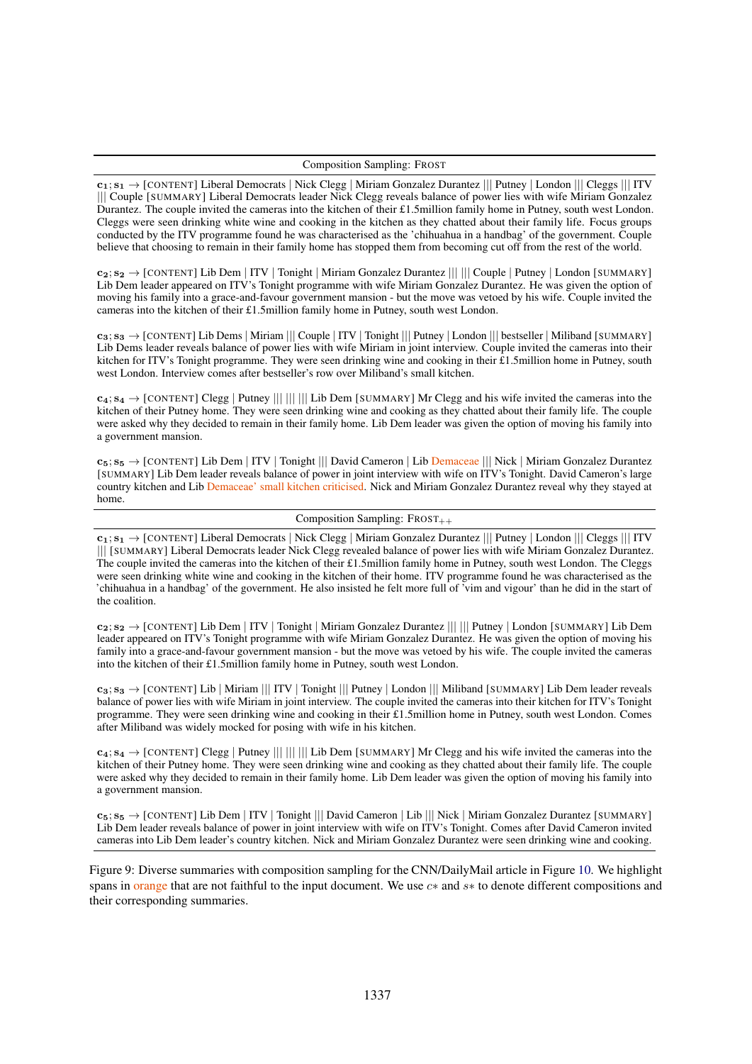Composition Sampling: FROST

$\mathbf{c_1; s_1}$ → [CONTENT] Liberal Democrats | Nick Clegg | Miriam Gonzalez Durantez ||| Putney | London ||| Cleggs ||| ITV ||| Couple [SUMMARY] Liberal Democrats leader Nick Clegg reveals balance of power lies with wife Miriam Gonzalez Durantez. The couple invited the cameras into the kitchen of their £1.5million family home in Putney, south west London. Cleggs were seen drinking white wine and cooking in the kitchen as they chatted about their family life. Focus groups conducted by the ITV programme found he was characterised as the 'chihuahua in a handbag' of the government. Couple believe that choosing to remain in their family home has stopped them from becoming cut off from the rest of the world.

$\mathbf{c_2; s_2}$ → [CONTENT] Lib Dem | ITV | Tonight | Miriam Gonzalez Durantez ||| ||| Couple | Putney | London [SUMMARY] Lib Dem leader appeared on ITV's Tonight programme with wife Miriam Gonzalez Durantez. He was given the option of moving his family into a grace-and-favour government mansion - but the move was vetoed by his wife. Couple invited the cameras into the kitchen of their £1.5million family home in Putney, south west London.

$\mathbf{c_3; s_3}$ → [CONTENT] Lib Dems | Miriam ||| Couple | ITV | Tonight ||| Putney | London ||| bestseller | Miliband [SUMMARY] Lib Dems leader reveals balance of power lies with wife Miriam in joint interview. Couple invited the cameras into their kitchen for ITV's Tonight programme. They were seen drinking wine and cooking in their £1.5million home in Putney, south west London. Interview comes after bestseller's row over Miliband's small kitchen.

$\mathbf{c_4; s_4}$ → [CONTENT] Clegg | Putney ||| ||| ||| Lib Dem [SUMMARY] Mr Clegg and his wife invited the cameras into the kitchen of their Putney home. They were seen drinking wine and cooking as they chatted about their family life. The couple were asked why they decided to remain in their family home. Lib Dem leader was given the option of moving his family into a government mansion.

$\mathbf{c_5; s_5}$ → [CONTENT] Lib Dem | ITV | Tonight ||| David Cameron | Lib Demaceae ||| Nick | Miriam Gonzalez Durantez [SUMMARY] Lib Dem leader reveals balance of power in joint interview with wife on ITV's Tonight. David Cameron's large country kitchen and Lib Demaceae' small kitchen criticised. Nick and Miriam Gonzalez Durantez reveal why they stayed at home.

Composition Sampling: FROST$_{++}$

$\mathbf{c_1; s_1}$ → [CONTENT] Liberal Democrats | Nick Clegg | Miriam Gonzalez Durantez ||| Putney | London ||| Cleggs ||| ITV ||| [SUMMARY] Liberal Democrats leader Nick Clegg revealed balance of power lies with wife Miriam Gonzalez Durantez. The couple invited the cameras into the kitchen of their £1.5million family home in Putney, south west London. The Cleggs were seen drinking white wine and cooking in the kitchen of their home. ITV programme found he was characterised as the 'chihuahua in a handbag' of the government. He also insisted he felt more full of 'vim and vigour' than he did in the start of the coalition.

$\mathbf{c_2; s_2}$ → [CONTENT] Lib Dem | ITV | Tonight | Miriam Gonzalez Durantez ||| ||| Putney | London [SUMMARY] Lib Dem leader appeared on ITV's Tonight programme with wife Miriam Gonzalez Durantez. He was given the option of moving his family into a grace-and-favour government mansion - but the move was vetoed by his wife. The couple invited the cameras into the kitchen of their £1.5million family home in Putney, south west London.

$\mathbf{c_3; s_3}$ → [CONTENT] Lib | Miriam ||| ITV | Tonight ||| Putney | London ||| Miliband [SUMMARY] Lib Dem leader reveals balance of power lies with wife Miriam in joint interview. The couple invited the cameras into their kitchen for ITV's Tonight programme. They were seen drinking wine and cooking in their £1.5million home in Putney, south west London. Comes after Miliband was widely mocked for posing with wife in his kitchen.

$\mathbf{c_4; s_4}$ → [CONTENT] Clegg | Putney ||| ||| ||| Lib Dem [SUMMARY] Mr Clegg and his wife invited the cameras into the kitchen of their Putney home. They were seen drinking wine and cooking as they chatted about their family life. The couple were asked why they decided to remain in their family home. Lib Dem leader was given the option of moving his family into a government mansion.

$\mathbf{c_5; s_5}$ → [CONTENT] Lib Dem | ITV | Tonight ||| David Cameron | Lib ||| Nick | Miriam Gonzalez Durantez [SUMMARY] Lib Dem leader reveals balance of power in joint interview with wife on ITV's Tonight. Comes after David Cameron invited cameras into Lib Dem leader's country kitchen. Nick and Miriam Gonzalez Durantez were seen drinking wine and cooking.

Figure 9: Diverse summaries with composition sampling for the CNN/DailyMail article in Figure 10. We highlight spans in orange that are not faithful to the input document. We use $c*$ and $s*$ to denote different compositions and their corresponding summaries.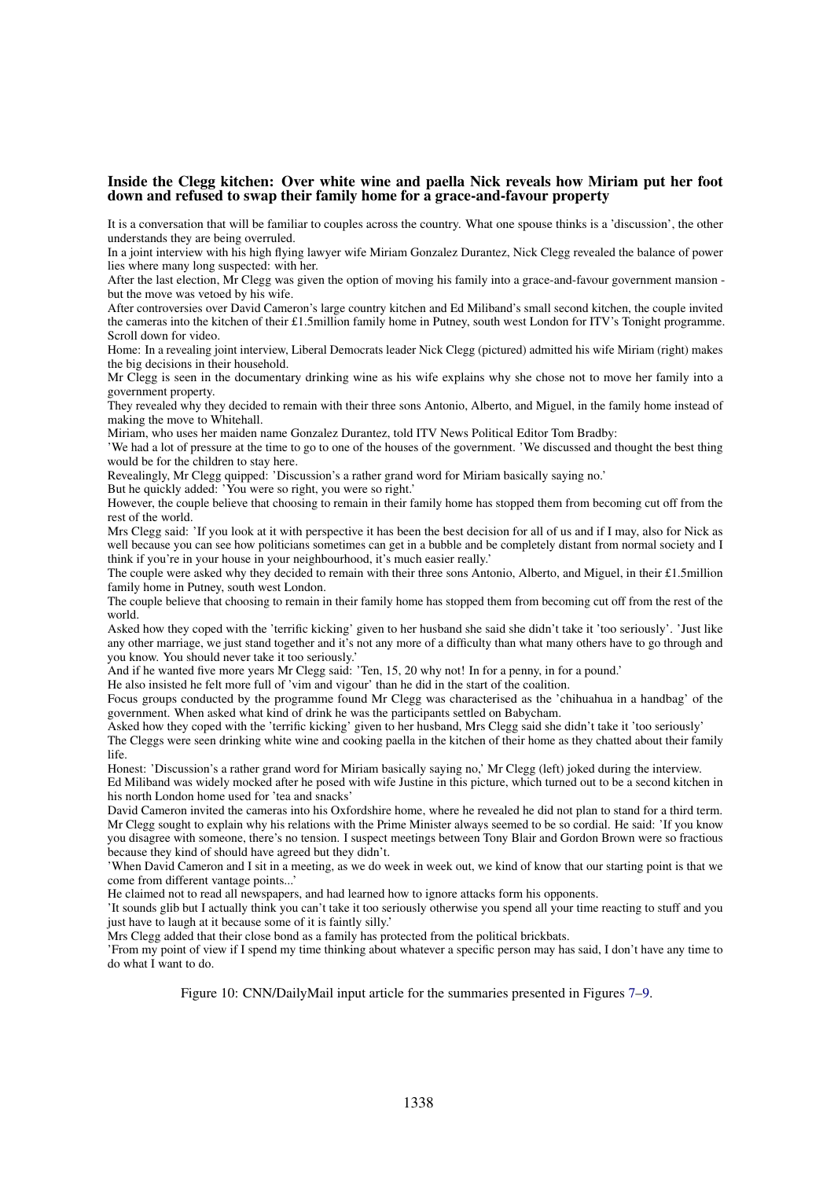**Inside the Clegg kitchen: Over white wine and paella Nick reveals how Miriam put her foot down and refused to swap their family home for a grace-and-favour property**

It is a conversation that will be familiar to couples across the country. What one spouse thinks is a 'discussion', the other understands they are being overruled.

In a joint interview with his high flying lawyer wife Miriam Gonzalez Durantez, Nick Clegg revealed the balance of power lies where many long suspected: with her.

After the last election, Mr Clegg was given the option of moving his family into a grace-and-favour government mansion - but the move was vetoed by his wife.

After controversies over David Cameron's large country kitchen and Ed Miliband's small second kitchen, the couple invited the cameras into the kitchen of their £1.5million family home in Putney, south west London for ITV's Tonight programme. Scroll down for video.

Home: In a revealing joint interview, Liberal Democrats leader Nick Clegg (pictured) admitted his wife Miriam (right) makes the big decisions in their household.

Mr Clegg is seen in the documentary drinking wine as his wife explains why she chose not to move her family into a government property.

They revealed why they decided to remain with their three sons Antonio, Alberto, and Miguel, in the family home instead of making the move to Whitehall.

Miriam, who uses her maiden name Gonzalez Durantez, told ITV News Political Editor Tom Bradby:

'We had a lot of pressure at the time to go to one of the houses of the government. 'We discussed and thought the best thing would be for the children to stay here.

Revealingly, Mr Clegg quipped: 'Discussion's a rather grand word for Miriam basically saying no.'

But he quickly added: 'You were so right, you were so right.'

However, the couple believe that choosing to remain in their family home has stopped them from becoming cut off from the rest of the world.

Mrs Clegg said: 'If you look at it with perspective it has been the best decision for all of us and if I may, also for Nick as well because you can see how politicians sometimes can get in a bubble and be completely distant from normal society and I think if you're in your house in your neighbourhood, it's much easier really.'

The couple were asked why they decided to remain with their three sons Antonio, Alberto, and Miguel, in their £1.5million family home in Putney, south west London.

The couple believe that choosing to remain in their family home has stopped them from becoming cut off from the rest of the world.

Asked how they coped with the 'terrific kicking' given to her husband she said she didn't take it 'too seriously'. 'Just like any other marriage, we just stand together and it's not any more of a difficulty than what many others have to go through and you know. You should never take it too seriously.'

And if he wanted five more years Mr Clegg said: 'Ten, 15, 20 why not! In for a penny, in for a pound.'

He also insisted he felt more full of 'vim and vigour' than he did in the start of the coalition.

Focus groups conducted by the programme found Mr Clegg was characterised as the 'chihuahua in a handbag' of the government. When asked what kind of drink he was the participants settled on Babycham.

Asked how they coped with the 'terrific kicking' given to her husband, Mrs Clegg said she didn't take it 'too seriously'

The Cleggs were seen drinking white wine and cooking paella in the kitchen of their home as they chatted about their family life.

Honest: 'Discussion's a rather grand word for Miriam basically saying no,' Mr Clegg (left) joked during the interview.

Ed Miliband was widely mocked after he posed with wife Justine in this picture, which turned out to be a second kitchen in his north London home used for 'tea and snacks'

David Cameron invited the cameras into his Oxfordshire home, where he revealed he did not plan to stand for a third term.

Mr Clegg sought to explain why his relations with the Prime Minister always seemed to be so cordial. He said: 'If you know you disagree with someone, there's no tension. I suspect meetings between Tony Blair and Gordon Brown were so fractious because they kind of should have agreed but they didn't.

'When David Cameron and I sit in a meeting, as we do week in week out, we kind of know that our starting point is that we come from different vantage points...'

He claimed not to read all newspapers, and had learned how to ignore attacks form his opponents.

'It sounds glib but I actually think you can't take it too seriously otherwise you spend all your time reacting to stuff and you just have to laugh at it because some of it is faintly silly.'

Mrs Clegg added that their close bond as a family has protected from the political brickbats.

'From my point of view if I spend my time thinking about whatever a specific person may has said, I don't have any time to do what I want to do.

Figure 10: CNN/DailyMail input article for the summaries presented in Figures 7–9.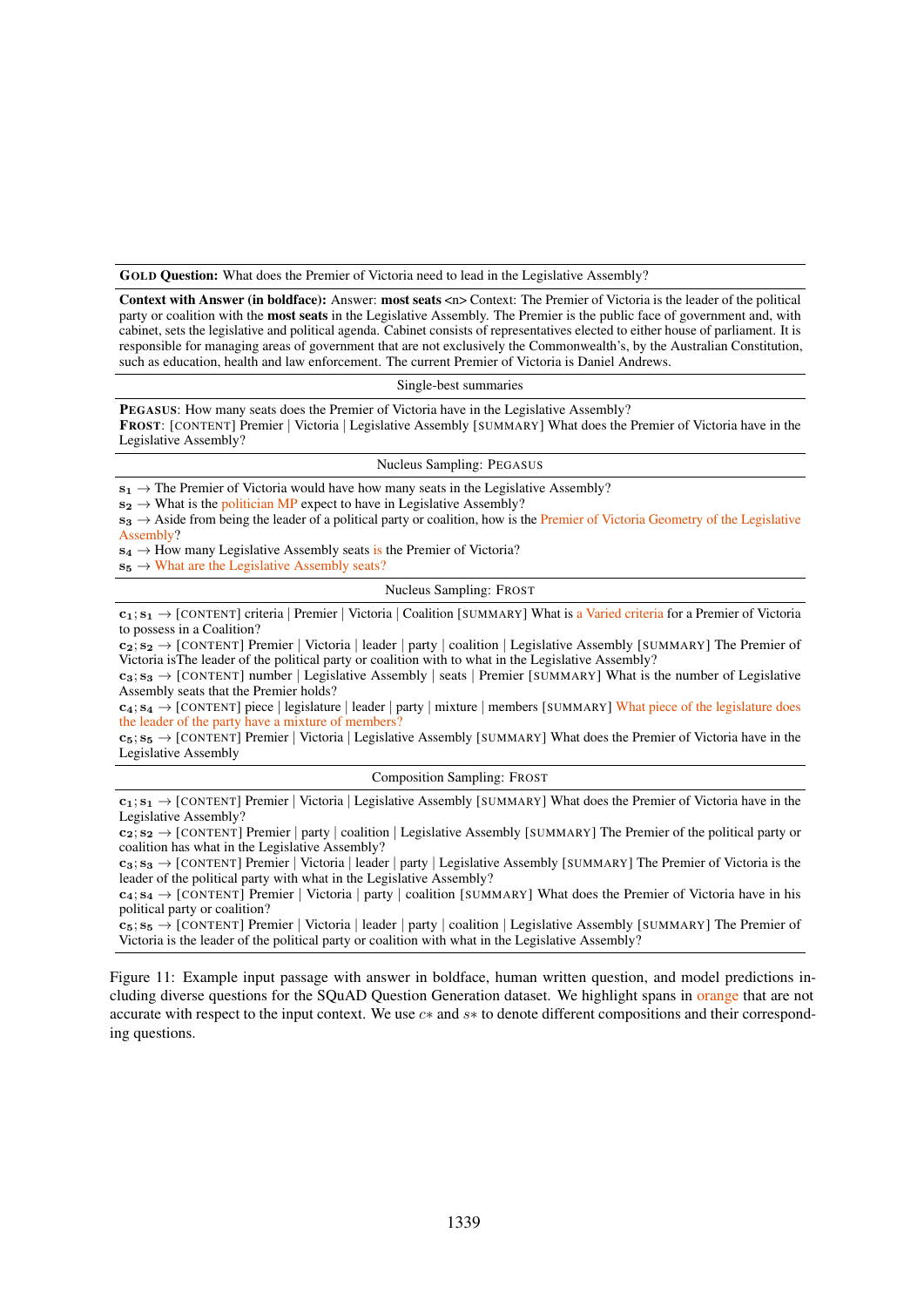**Gold Question:** What does the Premier of Victoria need to lead in the Legislative Assembly?

**Context with Answer (in boldface):** Answer: **most seats** <n> Context: The Premier of Victoria is the leader of the political party or coalition with the **most seats** in the Legislative Assembly. The Premier is the public face of government and, with cabinet, sets the legislative and political agenda. Cabinet consists of representatives elected to either house of parliament. It is responsible for managing areas of government that are not exclusively the Commonwealth's, by the Australian Constitution, such as education, health and law enforcement. The current Premier of Victoria is Daniel Andrews.

Single-best summaries

Pegasus: How many seats does the Premier of Victoria have in the Legislative Assembly?
Frost: [CONTENT] Premier | Victoria | Legislative Assembly [SUMMARY] What does the Premier of Victoria have in the Legislative Assembly?

Nucleus Sampling: Pegasus

$s_1$ → The Premier of Victoria would have how many seats in the Legislative Assembly?
$s_2$ → What is the politician MP expect to have in Legislative Assembly?
$s_3$ → Aside from being the leader of a political party or coalition, how is the Premier of Victoria Geometry of the Legislative Assembly?
$s_4$ → How many Legislative Assembly seats is the Premier of Victoria?
$s_5$ → What are the Legislative Assembly seats?

Nucleus Sampling: Frost

$c_1; s_1$ → [CONTENT] criteria | Premier | Victoria | Coalition [SUMMARY] What is a Varied criteria for a Premier of Victoria to possess in a Coalition?
$c_2; s_2$ → [CONTENT] Premier | Victoria | leader | party | coalition | Legislative Assembly [SUMMARY] The Premier of Victoria isThe leader of the political party or coalition with to what in the Legislative Assembly?
$c_3; s_3$ → [CONTENT] number | Legislative Assembly | seats | Premier [SUMMARY] What is the number of Legislative Assembly seats that the Premier holds?
$c_4; s_4$ → [CONTENT] piece | legislature | leader | party | mixture | members [SUMMARY] What piece of the legislature does the leader of the party have a mixture of members?
$c_5; s_5$ → [CONTENT] Premier | Victoria | Legislative Assembly [SUMMARY] What does the Premier of Victoria have in the Legislative Assembly

Composition Sampling: Frost

$c_1; s_1$ → [CONTENT] Premier | Victoria | Legislative Assembly [SUMMARY] What does the Premier of Victoria have in the Legislative Assembly?
$c_2; s_2$ → [CONTENT] Premier | party | coalition | Legislative Assembly [SUMMARY] The Premier of the political party or coalition has what in the Legislative Assembly?
$c_3; s_3$ → [CONTENT] Premier | Victoria | leader | party | Legislative Assembly [SUMMARY] The Premier of Victoria is the leader of the political party with what in the Legislative Assembly?
$c_4; s_4$ → [CONTENT] Premier | Victoria | party | coalition [SUMMARY] What does the Premier of Victoria have in his political party or coalition?
$c_5; s_5$ → [CONTENT] Premier | Victoria | leader | party | coalition | Legislative Assembly [SUMMARY] The Premier of Victoria is the leader of the political party or coalition with what in the Legislative Assembly?

Figure 11: Example input passage with answer in boldface, human written question, and model predictions including diverse questions for the SQuAD Question Generation dataset. We highlight spans in orange that are not accurate with respect to the input context. We use $c*$ and $s*$ to denote different compositions and their corresponding questions.